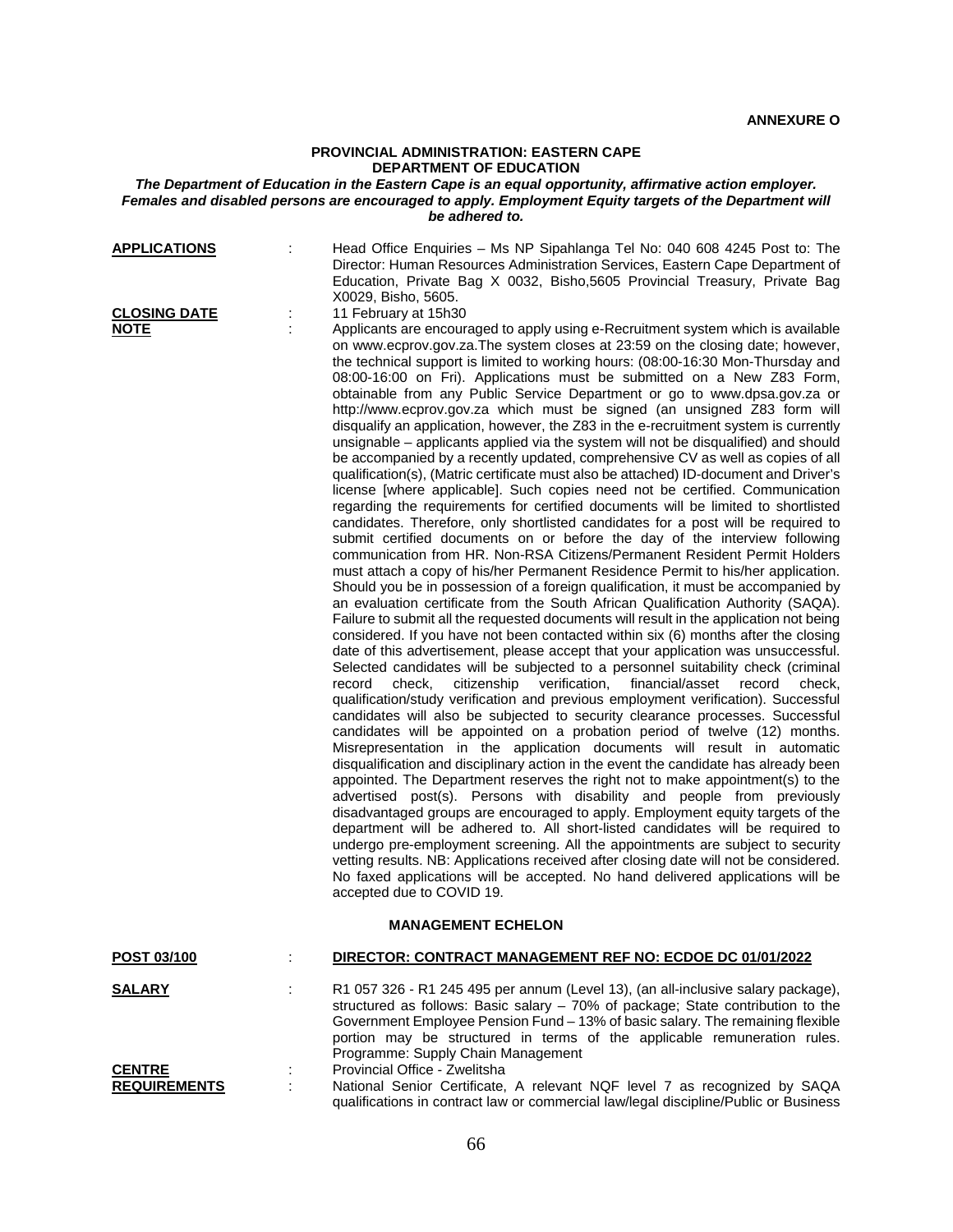**ANNEXURE O**

**PROVINCIAL ADMINISTRATION: EASTERN CAPE**
**DEPARTMENT OF EDUCATION**

***The Department of Education in the Eastern Cape is an equal opportunity, affirmative action employer. Females and disabled persons are encouraged to apply. Employment Equity targets of the Department will be adhered to.***

**APPLICATIONS** : Head Office Enquiries – Ms NP Sipahlanga Tel No: 040 608 4245 Post to: The Director: Human Resources Administration Services, Eastern Cape Department of Education, Private Bag X 0032, Bisho,5605 Provincial Treasury, Private Bag X0029, Bisho, 5605.

**CLOSING DATE** : 11 February at 15h30

**NOTE** : Applicants are encouraged to apply using e-Recruitment system which is available on www.ecprov.gov.za.The system closes at 23:59 on the closing date; however, the technical support is limited to working hours: (08:00-16:30 Mon-Thursday and 08:00-16:00 on Fri). Applications must be submitted on a New Z83 Form, obtainable from any Public Service Department or go to www.dpsa.gov.za or http://www.ecprov.gov.za which must be signed (an unsigned Z83 form will disqualify an application, however, the Z83 in the e-recruitment system is currently unsignable – applicants applied via the system will not be disqualified) and should be accompanied by a recently updated, comprehensive CV as well as copies of all qualification(s), (Matric certificate must also be attached) ID-document and Driver's license [where applicable]. Such copies need not be certified. Communication regarding the requirements for certified documents will be limited to shortlisted candidates. Therefore, only shortlisted candidates for a post will be required to submit certified documents on or before the day of the interview following communication from HR. Non-RSA Citizens/Permanent Resident Permit Holders must attach a copy of his/her Permanent Residence Permit to his/her application. Should you be in possession of a foreign qualification, it must be accompanied by an evaluation certificate from the South African Qualification Authority (SAQA). Failure to submit all the requested documents will result in the application not being considered. If you have not been contacted within six (6) months after the closing date of this advertisement, please accept that your application was unsuccessful. Selected candidates will be subjected to a personnel suitability check (criminal record check, citizenship verification, financial/asset record check, qualification/study verification and previous employment verification). Successful candidates will also be subjected to security clearance processes. Successful candidates will be appointed on a probation period of twelve (12) months. Misrepresentation in the application documents will result in automatic disqualification and disciplinary action in the event the candidate has already been appointed. The Department reserves the right not to make appointment(s) to the advertised post(s). Persons with disability and people from previously disadvantaged groups are encouraged to apply. Employment equity targets of the department will be adhered to. All short-listed candidates will be required to undergo pre-employment screening. All the appointments are subject to security vetting results. NB: Applications received after closing date will not be considered. No faxed applications will be accepted. No hand delivered applications will be accepted due to COVID 19.

**MANAGEMENT ECHELON**

**POST 03/100** : **DIRECTOR: CONTRACT MANAGEMENT REF NO: ECDOE DC 01/01/2022**

**SALARY** : R1 057 326 - R1 245 495 per annum (Level 13), (an all-inclusive salary package), structured as follows: Basic salary – 70% of package; State contribution to the Government Employee Pension Fund – 13% of basic salary. The remaining flexible portion may be structured in terms of the applicable remuneration rules. Programme: Supply Chain Management

**CENTRE** : Provincial Office - Zwelitsha

**REQUIREMENTS** : National Senior Certificate, A relevant NQF level 7 as recognized by SAQA qualifications in contract law or commercial law/legal discipline/Public or Business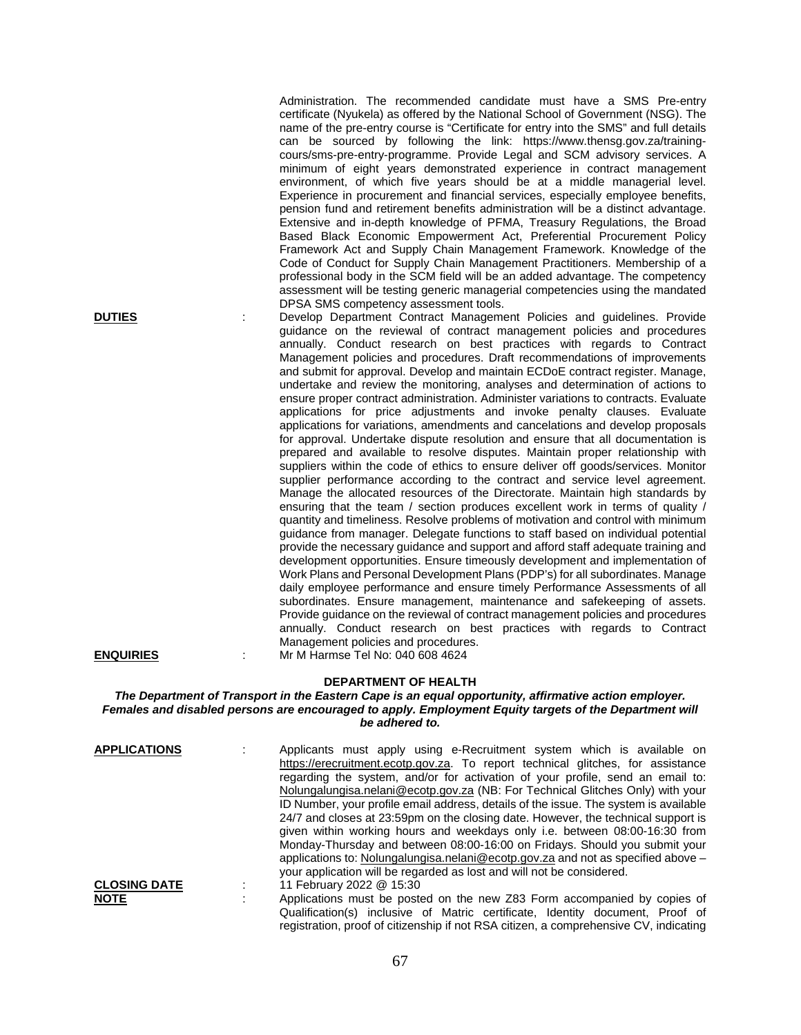Administration. The recommended candidate must have a SMS Pre-entry certificate (Nyukela) as offered by the National School of Government (NSG). The name of the pre-entry course is "Certificate for entry into the SMS" and full details can be sourced by following the link: https://www.thensg.gov.za/training-cours/sms-pre-entry-programme. Provide Legal and SCM advisory services. A minimum of eight years demonstrated experience in contract management environment, of which five years should be at a middle managerial level. Experience in procurement and financial services, especially employee benefits, pension fund and retirement benefits administration will be a distinct advantage. Extensive and in-depth knowledge of PFMA, Treasury Regulations, the Broad Based Black Economic Empowerment Act, Preferential Procurement Policy Framework Act and Supply Chain Management Framework. Knowledge of the Code of Conduct for Supply Chain Management Practitioners. Membership of a professional body in the SCM field will be an added advantage. The competency assessment will be testing generic managerial competencies using the mandated DPSA SMS competency assessment tools.

**DUTIES** : Develop Department Contract Management Policies and guidelines. Provide guidance on the reviewal of contract management policies and procedures annually. Conduct research on best practices with regards to Contract Management policies and procedures. Draft recommendations of improvements and submit for approval. Develop and maintain ECDoE contract register. Manage, undertake and review the monitoring, analyses and determination of actions to ensure proper contract administration. Administer variations to contracts. Evaluate applications for price adjustments and invoke penalty clauses. Evaluate applications for variations, amendments and cancelations and develop proposals for approval. Undertake dispute resolution and ensure that all documentation is prepared and available to resolve disputes. Maintain proper relationship with suppliers within the code of ethics to ensure deliver off goods/services. Monitor supplier performance according to the contract and service level agreement. Manage the allocated resources of the Directorate. Maintain high standards by ensuring that the team / section produces excellent work in terms of quality / quantity and timeliness. Resolve problems of motivation and control with minimum guidance from manager. Delegate functions to staff based on individual potential provide the necessary guidance and support and afford staff adequate training and development opportunities. Ensure timeously development and implementation of Work Plans and Personal Development Plans (PDP's) for all subordinates. Manage daily employee performance and ensure timely Performance Assessments of all subordinates. Ensure management, maintenance and safekeeping of assets. Provide guidance on the reviewal of contract management policies and procedures annually. Conduct research on best practices with regards to Contract Management policies and procedures.

**ENQUIRIES** : Mr M Harmse Tel No: 040 608 4624

## DEPARTMENT OF HEALTH

***The Department of Transport in the Eastern Cape is an equal opportunity, affirmative action employer. Females and disabled persons are encouraged to apply. Employment Equity targets of the Department will be adhered to.***

**APPLICATIONS** : Applicants must apply using e-Recruitment system which is available on https://erecruitment.ecotp.gov.za. To report technical glitches, for assistance regarding the system, and/or for activation of your profile, send an email to: Nolungalungisa.nelani@ecotp.gov.za (NB: For Technical Glitches Only) with your ID Number, your profile email address, details of the issue. The system is available 24/7 and closes at 23:59pm on the closing date. However, the technical support is given within working hours and weekdays only i.e. between 08:00-16:30 from Monday-Thursday and between 08:00-16:00 on Fridays. Should you submit your applications to: Nolungalungisa.nelani@ecotp.gov.za and not as specified above – your application will be regarded as lost and will not be considered.

**CLOSING DATE** : 11 February 2022 @ 15:30

**NOTE** : Applications must be posted on the new Z83 Form accompanied by copies of Qualification(s) inclusive of Matric certificate, Identity document, Proof of registration, proof of citizenship if not RSA citizen, a comprehensive CV, indicating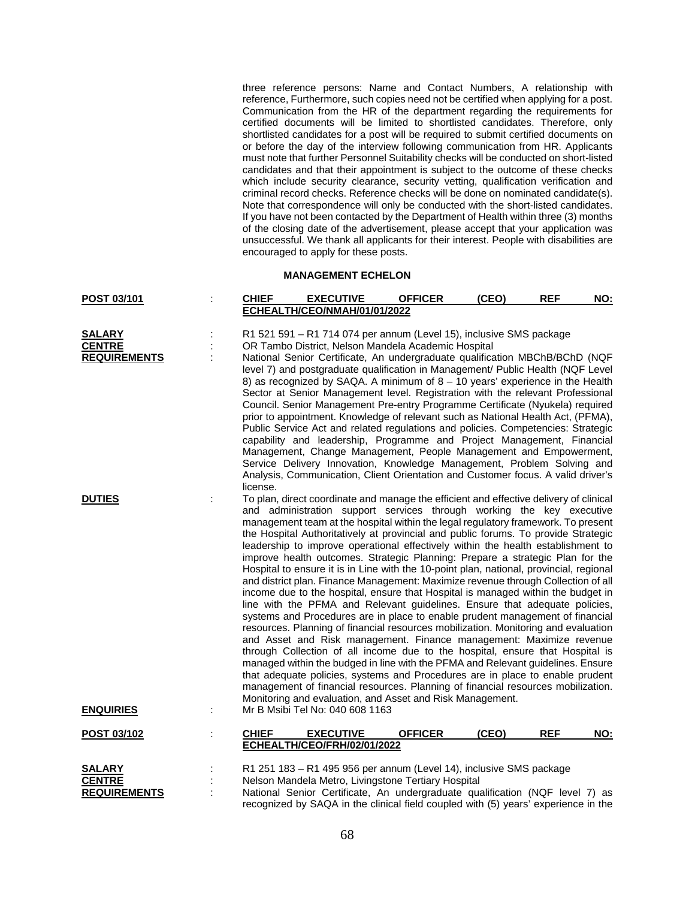three reference persons: Name and Contact Numbers, A relationship with reference, Furthermore, such copies need not be certified when applying for a post. Communication from the HR of the department regarding the requirements for certified documents will be limited to shortlisted candidates. Therefore, only shortlisted candidates for a post will be required to submit certified documents on or before the day of the interview following communication from HR. Applicants must note that further Personnel Suitability checks will be conducted on short-listed candidates and that their appointment is subject to the outcome of these checks which include security clearance, security vetting, qualification verification and criminal record checks. Reference checks will be done on nominated candidate(s). Note that correspondence will only be conducted with the short-listed candidates. If you have not been contacted by the Department of Health within three (3) months of the closing date of the advertisement, please accept that your application was unsuccessful. We thank all applicants for their interest. People with disabilities are encouraged to apply for these posts.

## MANAGEMENT ECHELON

**POST 03/101** : **CHIEF EXECUTIVE OFFICER (CEO) REF NO: ECHEALTH/CEO/NMAH/01/01/2022**

**SALARY** : R1 521 591 – R1 714 074 per annum (Level 15), inclusive SMS package

**CENTRE** : OR Tambo District, Nelson Mandela Academic Hospital

**REQUIREMENTS** : National Senior Certificate, An undergraduate qualification MBChB/BChD (NQF level 7) and postgraduate qualification in Management/ Public Health (NQF Level 8) as recognized by SAQA. A minimum of 8 – 10 years' experience in the Health Sector at Senior Management level. Registration with the relevant Professional Council. Senior Management Pre-entry Programme Certificate (Nyukela) required prior to appointment. Knowledge of relevant such as National Health Act, (PFMA), Public Service Act and related regulations and policies. Competencies: Strategic capability and leadership, Programme and Project Management, Financial Management, Change Management, People Management and Empowerment, Service Delivery Innovation, Knowledge Management, Problem Solving and Analysis, Communication, Client Orientation and Customer focus. A valid driver's license.

**DUTIES** : To plan, direct coordinate and manage the efficient and effective delivery of clinical and administration support services through working the key executive management team at the hospital within the legal regulatory framework. To present the Hospital Authoritatively at provincial and public forums. To provide Strategic leadership to improve operational effectively within the health establishment to improve health outcomes. Strategic Planning: Prepare a strategic Plan for the Hospital to ensure it is in Line with the 10-point plan, national, provincial, regional and district plan. Finance Management: Maximize revenue through Collection of all income due to the hospital, ensure that Hospital is managed within the budget in line with the PFMA and Relevant guidelines. Ensure that adequate policies, systems and Procedures are in place to enable prudent management of financial resources. Planning of financial resources mobilization. Monitoring and evaluation and Asset and Risk management. Finance management: Maximize revenue through Collection of all income due to the hospital, ensure that Hospital is managed within the budged in line with the PFMA and Relevant guidelines. Ensure that adequate policies, systems and Procedures are in place to enable prudent management of financial resources. Planning of financial resources mobilization. Monitoring and evaluation, and Asset and Risk Management.

**ENQUIRIES** : Mr B Msibi Tel No: 040 608 1163

**POST 03/102** : **CHIEF EXECUTIVE OFFICER (CEO) REF NO: ECHEALTH/CEO/FRH/02/01/2022**

**SALARY** : R1 251 183 – R1 495 956 per annum (Level 14), inclusive SMS package

**CENTRE** : Nelson Mandela Metro, Livingstone Tertiary Hospital

**REQUIREMENTS** : National Senior Certificate, An undergraduate qualification (NQF level 7) as recognized by SAQA in the clinical field coupled with (5) years' experience in the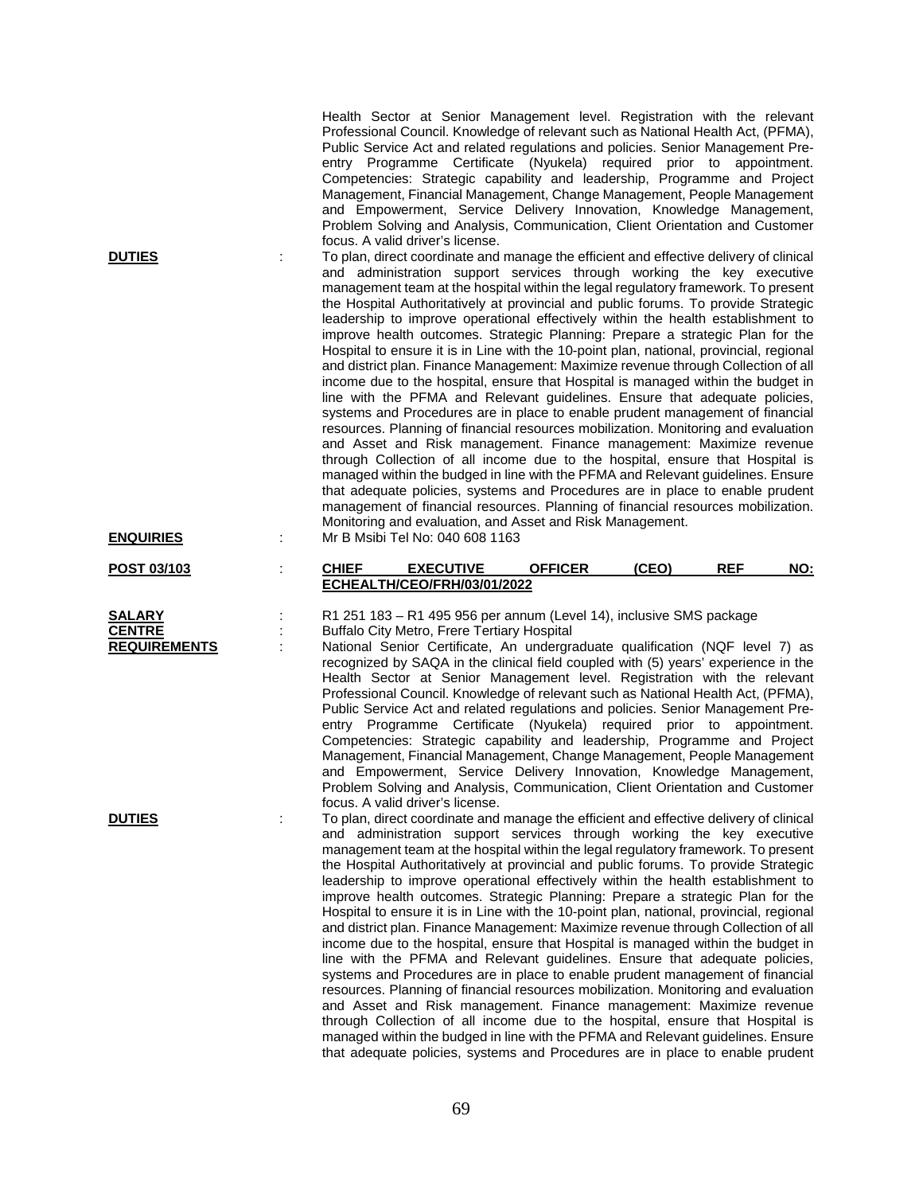Health Sector at Senior Management level. Registration with the relevant Professional Council. Knowledge of relevant such as National Health Act, (PFMA), Public Service Act and related regulations and policies. Senior Management Pre-entry Programme Certificate (Nyukela) required prior to appointment. Competencies: Strategic capability and leadership, Programme and Project Management, Financial Management, Change Management, People Management and Empowerment, Service Delivery Innovation, Knowledge Management, Problem Solving and Analysis, Communication, Client Orientation and Customer focus. A valid driver's license.

**DUTIES** : To plan, direct coordinate and manage the efficient and effective delivery of clinical and administration support services through working the key executive management team at the hospital within the legal regulatory framework. To present the Hospital Authoritatively at provincial and public forums. To provide Strategic leadership to improve operational effectively within the health establishment to improve health outcomes. Strategic Planning: Prepare a strategic Plan for the Hospital to ensure it is in Line with the 10-point plan, national, provincial, regional and district plan. Finance Management: Maximize revenue through Collection of all income due to the hospital, ensure that Hospital is managed within the budget in line with the PFMA and Relevant guidelines. Ensure that adequate policies, systems and Procedures are in place to enable prudent management of financial resources. Planning of financial resources mobilization. Monitoring and evaluation and Asset and Risk management. Finance management: Maximize revenue through Collection of all income due to the hospital, ensure that Hospital is managed within the budged in line with the PFMA and Relevant guidelines. Ensure that adequate policies, systems and Procedures are in place to enable prudent management of financial resources. Planning of financial resources mobilization. Monitoring and evaluation, and Asset and Risk Management.

**ENQUIRIES** : Mr B Msibi Tel No: 040 608 1163

**POST 03/103** : **CHIEF EXECUTIVE OFFICER (CEO) REF NO: ECHEALTH/CEO/FRH/03/01/2022**

**SALARY** : R1 251 183 – R1 495 956 per annum (Level 14), inclusive SMS package

**CENTRE** : Buffalo City Metro, Frere Tertiary Hospital

**REQUIREMENTS** : National Senior Certificate, An undergraduate qualification (NQF level 7) as recognized by SAQA in the clinical field coupled with (5) years' experience in the Health Sector at Senior Management level. Registration with the relevant Professional Council. Knowledge of relevant such as National Health Act, (PFMA), Public Service Act and related regulations and policies. Senior Management Pre-entry Programme Certificate (Nyukela) required prior to appointment. Competencies: Strategic capability and leadership, Programme and Project Management, Financial Management, Change Management, People Management and Empowerment, Service Delivery Innovation, Knowledge Management, Problem Solving and Analysis, Communication, Client Orientation and Customer focus. A valid driver's license.

**DUTIES** : To plan, direct coordinate and manage the efficient and effective delivery of clinical and administration support services through working the key executive management team at the hospital within the legal regulatory framework. To present the Hospital Authoritatively at provincial and public forums. To provide Strategic leadership to improve operational effectively within the health establishment to improve health outcomes. Strategic Planning: Prepare a strategic Plan for the Hospital to ensure it is in Line with the 10-point plan, national, provincial, regional and district plan. Finance Management: Maximize revenue through Collection of all income due to the hospital, ensure that Hospital is managed within the budget in line with the PFMA and Relevant guidelines. Ensure that adequate policies, systems and Procedures are in place to enable prudent management of financial resources. Planning of financial resources mobilization. Monitoring and evaluation and Asset and Risk management. Finance management: Maximize revenue through Collection of all income due to the hospital, ensure that Hospital is managed within the budged in line with the PFMA and Relevant guidelines. Ensure that adequate policies, systems and Procedures are in place to enable prudent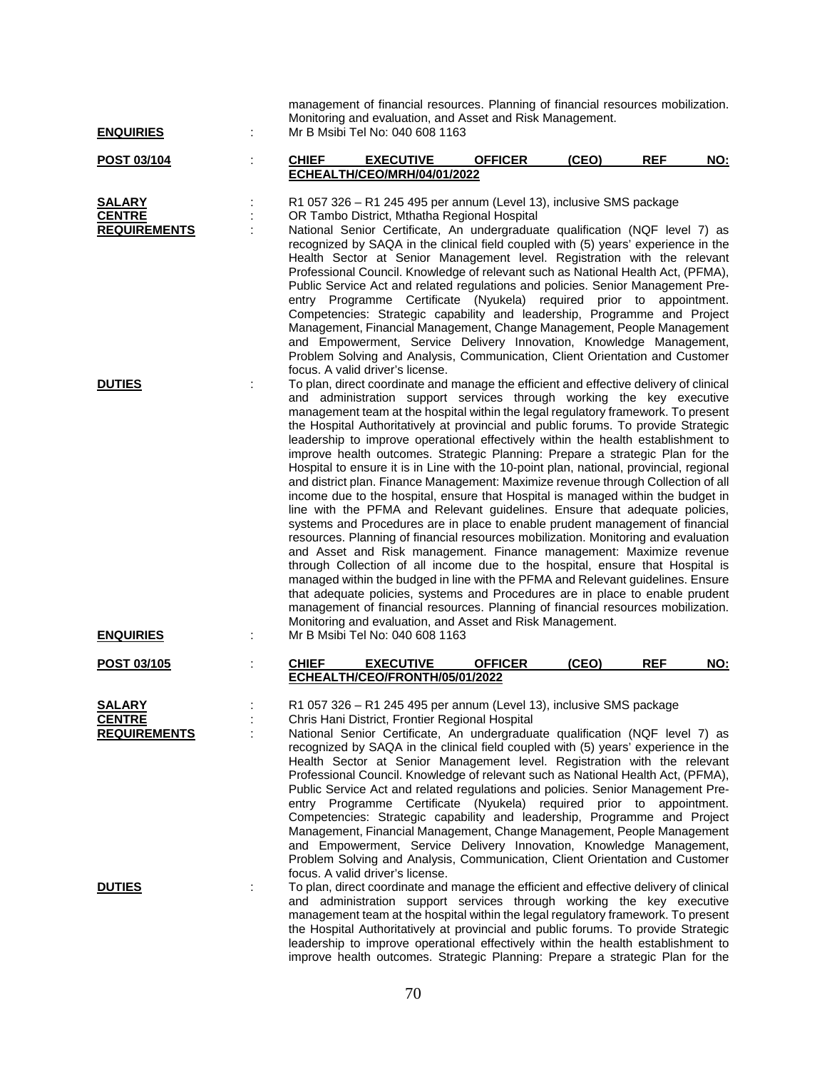management of financial resources. Planning of financial resources mobilization. Monitoring and evaluation, and Asset and Risk Management.

**ENQUIRIES** : Mr B Msibi Tel No: 040 608 1163

**POST 03/104** : **CHIEF EXECUTIVE OFFICER (CEO) REF NO: ECHEALTH/CEO/MRH/04/01/2022**

**SALARY** : R1 057 326 – R1 245 495 per annum (Level 13), inclusive SMS package

**CENTRE** : OR Tambo District, Mthatha Regional Hospital

**REQUIREMENTS** : National Senior Certificate, An undergraduate qualification (NQF level 7) as recognized by SAQA in the clinical field coupled with (5) years' experience in the Health Sector at Senior Management level. Registration with the relevant Professional Council. Knowledge of relevant such as National Health Act, (PFMA), Public Service Act and related regulations and policies. Senior Management Pre-entry Programme Certificate (Nyukela) required prior to appointment. Competencies: Strategic capability and leadership, Programme and Project Management, Financial Management, Change Management, People Management and Empowerment, Service Delivery Innovation, Knowledge Management, Problem Solving and Analysis, Communication, Client Orientation and Customer focus. A valid driver's license.

**DUTIES** : To plan, direct coordinate and manage the efficient and effective delivery of clinical and administration support services through working the key executive management team at the hospital within the legal regulatory framework. To present the Hospital Authoritatively at provincial and public forums. To provide Strategic leadership to improve operational effectively within the health establishment to improve health outcomes. Strategic Planning: Prepare a strategic Plan for the Hospital to ensure it is in Line with the 10-point plan, national, provincial, regional and district plan. Finance Management: Maximize revenue through Collection of all income due to the hospital, ensure that Hospital is managed within the budget in line with the PFMA and Relevant guidelines. Ensure that adequate policies, systems and Procedures are in place to enable prudent management of financial resources. Planning of financial resources mobilization. Monitoring and evaluation and Asset and Risk management. Finance management: Maximize revenue through Collection of all income due to the hospital, ensure that Hospital is managed within the budged in line with the PFMA and Relevant guidelines. Ensure that adequate policies, systems and Procedures are in place to enable prudent management of financial resources. Planning of financial resources mobilization. Monitoring and evaluation, and Asset and Risk Management.

**ENQUIRIES** : Mr B Msibi Tel No: 040 608 1163

**POST 03/105** : **CHIEF EXECUTIVE OFFICER (CEO) REF NO: ECHEALTH/CEO/FRONTH/05/01/2022**

**SALARY** : R1 057 326 – R1 245 495 per annum (Level 13), inclusive SMS package

**CENTRE** : Chris Hani District, Frontier Regional Hospital

**REQUIREMENTS** : National Senior Certificate, An undergraduate qualification (NQF level 7) as recognized by SAQA in the clinical field coupled with (5) years' experience in the Health Sector at Senior Management level. Registration with the relevant Professional Council. Knowledge of relevant such as National Health Act, (PFMA), Public Service Act and related regulations and policies. Senior Management Pre-entry Programme Certificate (Nyukela) required prior to appointment. Competencies: Strategic capability and leadership, Programme and Project Management, Financial Management, Change Management, People Management and Empowerment, Service Delivery Innovation, Knowledge Management, Problem Solving and Analysis, Communication, Client Orientation and Customer focus. A valid driver's license.

**DUTIES** : To plan, direct coordinate and manage the efficient and effective delivery of clinical and administration support services through working the key executive management team at the hospital within the legal regulatory framework. To present the Hospital Authoritatively at provincial and public forums. To provide Strategic leadership to improve operational effectively within the health establishment to improve health outcomes. Strategic Planning: Prepare a strategic Plan for the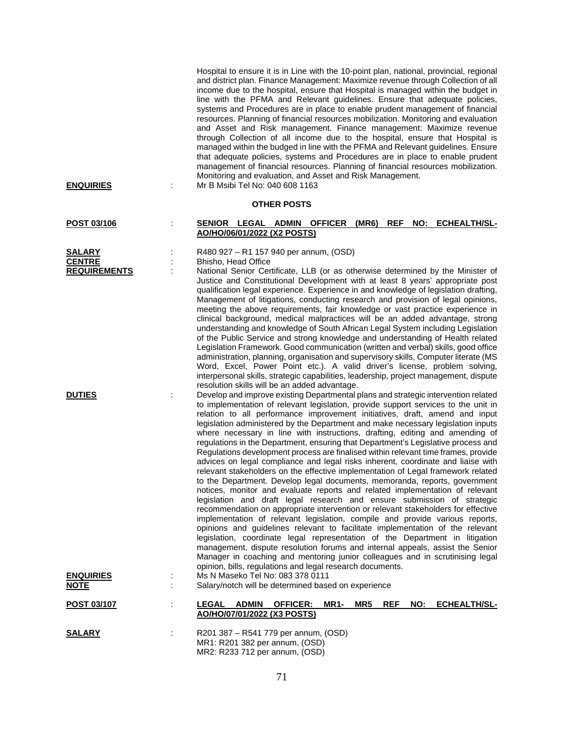Hospital to ensure it is in Line with the 10-point plan, national, provincial, regional and district plan. Finance Management: Maximize revenue through Collection of all income due to the hospital, ensure that Hospital is managed within the budget in line with the PFMA and Relevant guidelines. Ensure that adequate policies, systems and Procedures are in place to enable prudent management of financial resources. Planning of financial resources mobilization. Monitoring and evaluation and Asset and Risk management. Finance management: Maximize revenue through Collection of all income due to the hospital, ensure that Hospital is managed within the budged in line with the PFMA and Relevant guidelines. Ensure that adequate policies, systems and Procedures are in place to enable prudent management of financial resources. Planning of financial resources mobilization. Monitoring and evaluation, and Asset and Risk Management.

**ENQUIRIES** : Mr B Msibi Tel No: 040 608 1163

## OTHER POSTS

**POST 03/106** : **SENIOR LEGAL ADMIN OFFICER (MR6) REF NO: ECHEALTH/SL-AO/HO/06/01/2022 (X2 POSTS)**

**SALARY** : R480 927 – R1 157 940 per annum, (OSD)

**CENTRE** : Bhisho, Head Office

**REQUIREMENTS** : National Senior Certificate, LLB (or as otherwise determined by the Minister of Justice and Constitutional Development with at least 8 years' appropriate post qualification legal experience. Experience in and knowledge of legislation drafting, Management of litigations, conducting research and provision of legal opinions, meeting the above requirements, fair knowledge or vast practice experience in clinical background, medical malpractices will be an added advantage, strong understanding and knowledge of South African Legal System including Legislation of the Public Service and strong knowledge and understanding of Health related Legislation Framework. Good communication (written and verbal) skills, good office administration, planning, organisation and supervisory skills, Computer literate (MS Word, Excel, Power Point etc.). A valid driver's license, problem solving, interpersonal skills, strategic capabilities, leadership, project management, dispute resolution skills will be an added advantage.

**DUTIES** : Develop and improve existing Departmental plans and strategic intervention related to implementation of relevant legislation, provide support services to the unit in relation to all performance improvement initiatives, draft, amend and input legislation administered by the Department and make necessary legislation inputs where necessary in line with instructions, drafting, editing and amending of regulations in the Department, ensuring that Department's Legislative process and Regulations development process are finalised within relevant time frames, provide advices on legal compliance and legal risks inherent, coordinate and liaise with relevant stakeholders on the effective implementation of Legal framework related to the Department. Develop legal documents, memoranda, reports, government notices, monitor and evaluate reports and related implementation of relevant legislation and draft legal research and ensure submission of strategic recommendation on appropriate intervention or relevant stakeholders for effective implementation of relevant legislation, compile and provide various reports, opinions and guidelines relevant to facilitate implementation of the relevant legislation, coordinate legal representation of the Department in litigation management, dispute resolution forums and internal appeals, assist the Senior Manager in coaching and mentoring junior colleagues and in scrutinising legal opinion, bills, regulations and legal research documents.

**ENQUIRIES** : Ms N Maseko Tel No: 083 378 0111

**NOTE** : Salary/notch will be determined based on experience

**POST 03/107** : **LEGAL ADMIN OFFICER: MR1- MR5 REF NO: ECHEALTH/SL-AO/HO/07/01/2022 (X3 POSTS)**

**SALARY** : R201 387 – R541 779 per annum, (OSD)
MR1: R201 382 per annum, (OSD)
MR2: R233 712 per annum, (OSD)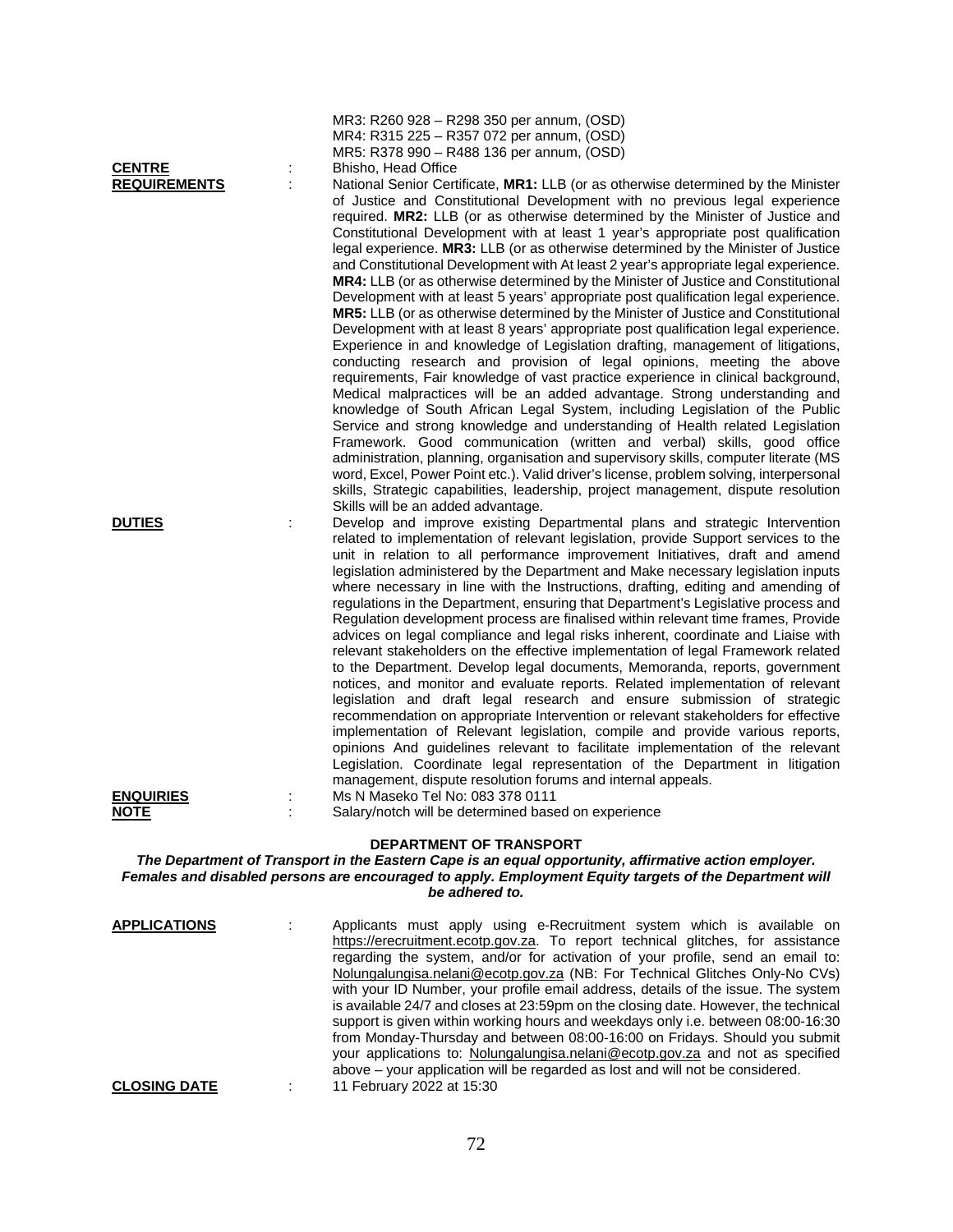MR3: R260 928 – R298 350 per annum, (OSD)
MR4: R315 225 – R357 072 per annum, (OSD)
MR5: R378 990 – R488 136 per annum, (OSD)

**CENTRE** : Bhisho, Head Office

**REQUIREMENTS** : National Senior Certificate, **MR1:** LLB (or as otherwise determined by the Minister of Justice and Constitutional Development with no previous legal experience required. **MR2:** LLB (or as otherwise determined by the Minister of Justice and Constitutional Development with at least 1 year's appropriate post qualification legal experience. **MR3:** LLB (or as otherwise determined by the Minister of Justice and Constitutional Development with At least 2 year's appropriate legal experience. **MR4:** LLB (or as otherwise determined by the Minister of Justice and Constitutional Development with at least 5 years' appropriate post qualification legal experience. **MR5:** LLB (or as otherwise determined by the Minister of Justice and Constitutional Development with at least 8 years' appropriate post qualification legal experience. Experience in and knowledge of Legislation drafting, management of litigations, conducting research and provision of legal opinions, meeting the above requirements, Fair knowledge of vast practice experience in clinical background, Medical malpractices will be an added advantage. Strong understanding and knowledge of South African Legal System, including Legislation of the Public Service and strong knowledge and understanding of Health related Legislation Framework. Good communication (written and verbal) skills, good office administration, planning, organisation and supervisory skills, computer literate (MS word, Excel, Power Point etc.). Valid driver's license, problem solving, interpersonal skills, Strategic capabilities, leadership, project management, dispute resolution Skills will be an added advantage.

**DUTIES** : Develop and improve existing Departmental plans and strategic Intervention related to implementation of relevant legislation, provide Support services to the unit in relation to all performance improvement Initiatives, draft and amend legislation administered by the Department and Make necessary legislation inputs where necessary in line with the Instructions, drafting, editing and amending of regulations in the Department, ensuring that Department's Legislative process and Regulation development process are finalised within relevant time frames, Provide advices on legal compliance and legal risks inherent, coordinate and Liaise with relevant stakeholders on the effective implementation of legal Framework related to the Department. Develop legal documents, Memoranda, reports, government notices, and monitor and evaluate reports. Related implementation of relevant legislation and draft legal research and ensure submission of strategic recommendation on appropriate Intervention or relevant stakeholders for effective implementation of Relevant legislation, compile and provide various reports, opinions And guidelines relevant to facilitate implementation of the relevant Legislation. Coordinate legal representation of the Department in litigation management, dispute resolution forums and internal appeals.

**ENQUIRIES** : Ms N Maseko Tel No: 083 378 0111

**NOTE** : Salary/notch will be determined based on experience

## DEPARTMENT OF TRANSPORT

***The Department of Transport in the Eastern Cape is an equal opportunity, affirmative action employer. Females and disabled persons are encouraged to apply. Employment Equity targets of the Department will be adhered to.***

**APPLICATIONS** : Applicants must apply using e-Recruitment system which is available on https://erecruitment.ecotp.gov.za. To report technical glitches, for assistance regarding the system, and/or for activation of your profile, send an email to: Nolungalungisa.nelani@ecotp.gov.za (NB: For Technical Glitches Only-No CVs) with your ID Number, your profile email address, details of the issue. The system is available 24/7 and closes at 23:59pm on the closing date. However, the technical support is given within working hours and weekdays only i.e. between 08:00-16:30 from Monday-Thursday and between 08:00-16:00 on Fridays. Should you submit your applications to: Nolungalungisa.nelani@ecotp.gov.za and not as specified above – your application will be regarded as lost and will not be considered.

**CLOSING DATE** : 11 February 2022 at 15:30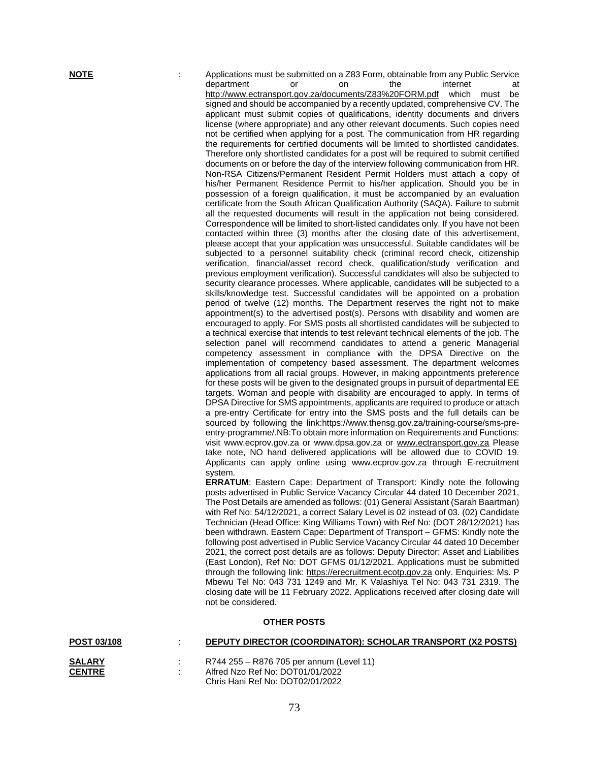**NOTE** : Applications must be submitted on a Z83 Form, obtainable from any Public Service department or on the internet at http://www.ectransport.gov.za/documents/Z83%20FORM.pdf which must be signed and should be accompanied by a recently updated, comprehensive CV. The applicant must submit copies of qualifications, identity documents and drivers license (where appropriate) and any other relevant documents. Such copies need not be certified when applying for a post. The communication from HR regarding the requirements for certified documents will be limited to shortlisted candidates. Therefore only shortlisted candidates for a post will be required to submit certified documents on or before the day of the interview following communication from HR. Non-RSA Citizens/Permanent Resident Permit Holders must attach a copy of his/her Permanent Residence Permit to his/her application. Should you be in possession of a foreign qualification, it must be accompanied by an evaluation certificate from the South African Qualification Authority (SAQA). Failure to submit all the requested documents will result in the application not being considered. Correspondence will be limited to short-listed candidates only. If you have not been contacted within three (3) months after the closing date of this advertisement, please accept that your application was unsuccessful. Suitable candidates will be subjected to a personnel suitability check (criminal record check, citizenship verification, financial/asset record check, qualification/study verification and previous employment verification). Successful candidates will also be subjected to security clearance processes. Where applicable, candidates will be subjected to a skills/knowledge test. Successful candidates will be appointed on a probation period of twelve (12) months. The Department reserves the right not to make appointment(s) to the advertised post(s). Persons with disability and women are encouraged to apply. For SMS posts all shortlisted candidates will be subjected to a technical exercise that intends to test relevant technical elements of the job. The selection panel will recommend candidates to attend a generic Managerial competency assessment in compliance with the DPSA Directive on the implementation of competency based assessment. The department welcomes applications from all racial groups. However, in making appointments preference for these posts will be given to the designated groups in pursuit of departmental EE targets. Woman and people with disability are encouraged to apply. In terms of DPSA Directive for SMS appointments, applicants are required to produce or attach a pre-entry Certificate for entry into the SMS posts and the full details can be sourced by following the link:https://www.thensg.gov.za/training-course/sms-pre-entry-programme/.NB:To obtain more information on Requirements and Functions: visit www.ecprov.gov.za or www.dpsa.gov.za or www.ectransport.gov.za Please take note, NO hand delivered applications will be allowed due to COVID 19. Applicants can apply online using www.ecprov.gov.za through E-recruitment system.

**ERRATUM**: Eastern Cape: Department of Transport: Kindly note the following posts advertised in Public Service Vacancy Circular 44 dated 10 December 2021, The Post Details are amended as follows: (01) General Assistant (Sarah Baartman) with Ref No: 54/12/2021, a correct Salary Level is 02 instead of 03. (02) Candidate Technician (Head Office: King Williams Town) with Ref No: (DOT 28/12/2021) has been withdrawn. Eastern Cape: Department of Transport – GFMS: Kindly note the following post advertised in Public Service Vacancy Circular 44 dated 10 December 2021, the correct post details are as follows: Deputy Director: Asset and Liabilities (East London), Ref No: DOT GFMS 01/12/2021. Applications must be submitted through the following link: https://erecruitment.ecotp.gov.za only. Enquiries: Ms. P Mbewu Tel No: 043 731 1249 and Mr. K Valashiya Tel No: 043 731 2319. The closing date will be 11 February 2022. Applications received after closing date will not be considered.

## OTHER POSTS

**POST 03/108** : **DEPUTY DIRECTOR (COORDINATOR): SCHOLAR TRANSPORT (X2 POSTS)**

**SALARY** : R744 255 – R876 705 per annum (Level 11)

**CENTRE** : Alfred Nzo Ref No: DOT01/01/2022
Chris Hani Ref No: DOT02/01/2022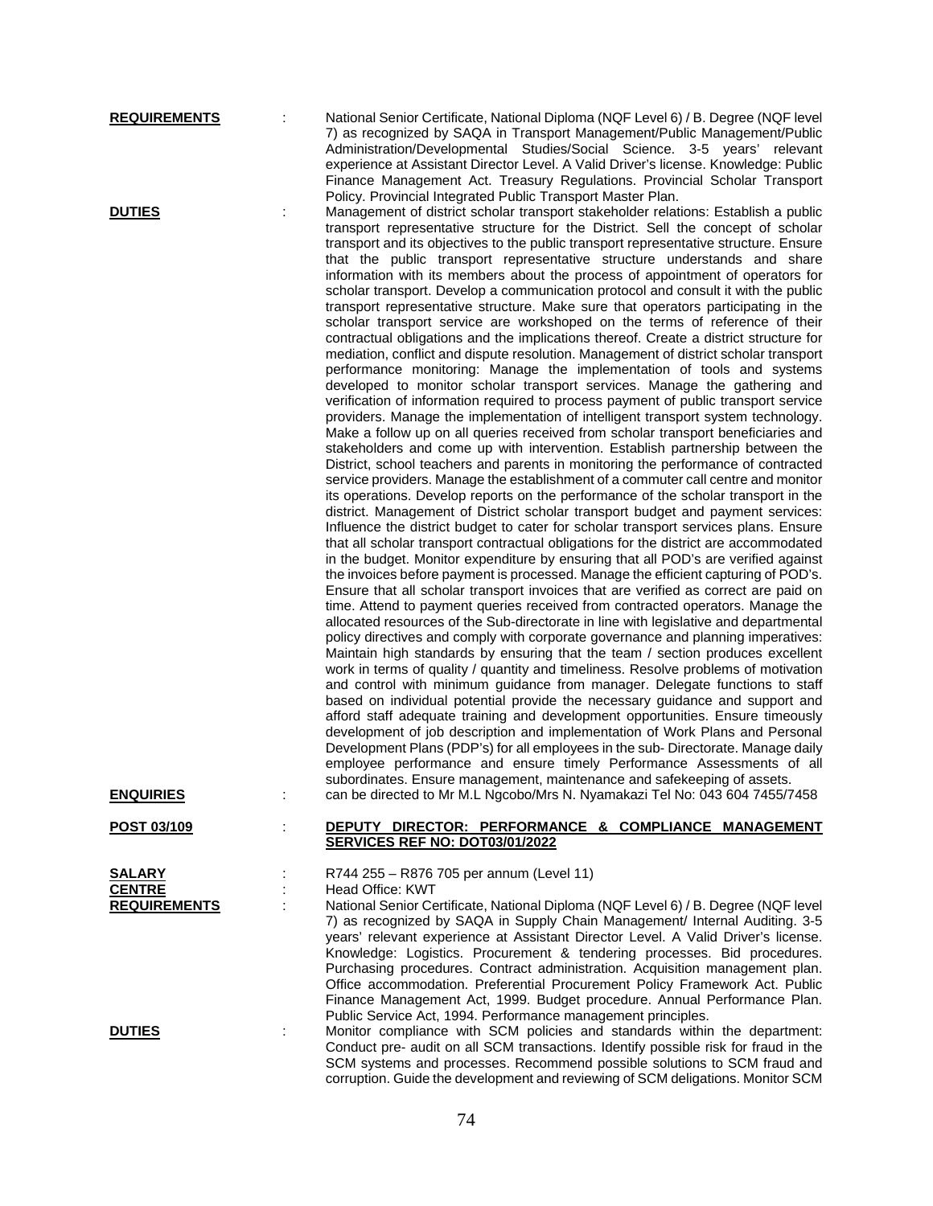**REQUIREMENTS** : National Senior Certificate, National Diploma (NQF Level 6) / B. Degree (NQF level 7) as recognized by SAQA in Transport Management/Public Management/Public Administration/Developmental Studies/Social Science. 3-5 years' relevant experience at Assistant Director Level. A Valid Driver's license. Knowledge: Public Finance Management Act. Treasury Regulations. Provincial Scholar Transport Policy. Provincial Integrated Public Transport Master Plan.

**DUTIES** : Management of district scholar transport stakeholder relations: Establish a public transport representative structure for the District. Sell the concept of scholar transport and its objectives to the public transport representative structure. Ensure that the public transport representative structure understands and share information with its members about the process of appointment of operators for scholar transport. Develop a communication protocol and consult it with the public transport representative structure. Make sure that operators participating in the scholar transport service are workshoped on the terms of reference of their contractual obligations and the implications thereof. Create a district structure for mediation, conflict and dispute resolution. Management of district scholar transport performance monitoring: Manage the implementation of tools and systems developed to monitor scholar transport services. Manage the gathering and verification of information required to process payment of public transport service providers. Manage the implementation of intelligent transport system technology. Make a follow up on all queries received from scholar transport beneficiaries and stakeholders and come up with intervention. Establish partnership between the District, school teachers and parents in monitoring the performance of contracted service providers. Manage the establishment of a commuter call centre and monitor its operations. Develop reports on the performance of the scholar transport in the district. Management of District scholar transport budget and payment services: Influence the district budget to cater for scholar transport services plans. Ensure that all scholar transport contractual obligations for the district are accommodated in the budget. Monitor expenditure by ensuring that all POD's are verified against the invoices before payment is processed. Manage the efficient capturing of POD's. Ensure that all scholar transport invoices that are verified as correct are paid on time. Attend to payment queries received from contracted operators. Manage the allocated resources of the Sub-directorate in line with legislative and departmental policy directives and comply with corporate governance and planning imperatives: Maintain high standards by ensuring that the team / section produces excellent work in terms of quality / quantity and timeliness. Resolve problems of motivation and control with minimum guidance from manager. Delegate functions to staff based on individual potential provide the necessary guidance and support and afford staff adequate training and development opportunities. Ensure timeously development of job description and implementation of Work Plans and Personal Development Plans (PDP's) for all employees in the sub- Directorate. Manage daily employee performance and ensure timely Performance Assessments of all subordinates. Ensure management, maintenance and safekeeping of assets.

**ENQUIRIES** : can be directed to Mr M.L Ngcobo/Mrs N. Nyamakazi Tel No: 043 604 7455/7458

**POST 03/109** : **DEPUTY DIRECTOR: PERFORMANCE & COMPLIANCE MANAGEMENT SERVICES REF NO: DOT03/01/2022**

**SALARY** : R744 255 – R876 705 per annum (Level 11)

**CENTRE** : Head Office: KWT

**REQUIREMENTS** : National Senior Certificate, National Diploma (NQF Level 6) / B. Degree (NQF level 7) as recognized by SAQA in Supply Chain Management/ Internal Auditing. 3-5 years' relevant experience at Assistant Director Level. A Valid Driver's license. Knowledge: Logistics. Procurement & tendering processes. Bid procedures. Purchasing procedures. Contract administration. Acquisition management plan. Office accommodation. Preferential Procurement Policy Framework Act. Public Finance Management Act, 1999. Budget procedure. Annual Performance Plan. Public Service Act, 1994. Performance management principles.

**DUTIES** : Monitor compliance with SCM policies and standards within the department: Conduct pre- audit on all SCM transactions. Identify possible risk for fraud in the SCM systems and processes. Recommend possible solutions to SCM fraud and corruption. Guide the development and reviewing of SCM deligations. Monitor SCM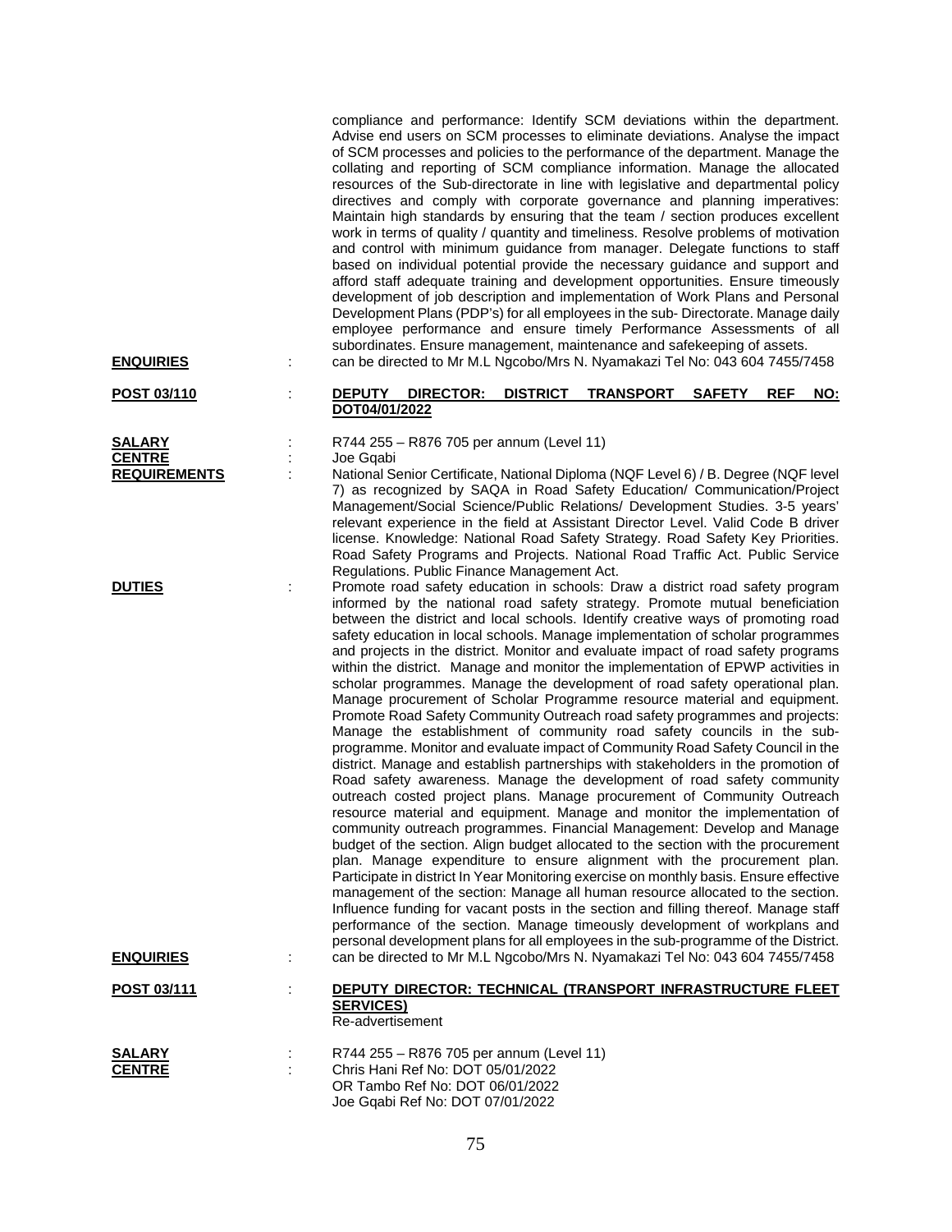compliance and performance: Identify SCM deviations within the department. Advise end users on SCM processes to eliminate deviations. Analyse the impact of SCM processes and policies to the performance of the department. Manage the collating and reporting of SCM compliance information. Manage the allocated resources of the Sub-directorate in line with legislative and departmental policy directives and comply with corporate governance and planning imperatives: Maintain high standards by ensuring that the team / section produces excellent work in terms of quality / quantity and timeliness. Resolve problems of motivation and control with minimum guidance from manager. Delegate functions to staff based on individual potential provide the necessary guidance and support and afford staff adequate training and development opportunities. Ensure timeously development of job description and implementation of Work Plans and Personal Development Plans (PDP's) for all employees in the sub- Directorate. Manage daily employee performance and ensure timely Performance Assessments of all subordinates. Ensure management, maintenance and safekeeping of assets.

**ENQUIRIES** : can be directed to Mr M.L Ngcobo/Mrs N. Nyamakazi Tel No: 043 604 7455/7458

**POST 03/110** : **DEPUTY DIRECTOR: DISTRICT TRANSPORT SAFETY REF NO: DOT04/01/2022**

**SALARY** : R744 255 – R876 705 per annum (Level 11)

**CENTRE** : Joe Gqabi

**REQUIREMENTS** : National Senior Certificate, National Diploma (NQF Level 6) / B. Degree (NQF level 7) as recognized by SAQA in Road Safety Education/ Communication/Project Management/Social Science/Public Relations/ Development Studies. 3-5 years' relevant experience in the field at Assistant Director Level. Valid Code B driver license. Knowledge: National Road Safety Strategy. Road Safety Key Priorities. Road Safety Programs and Projects. National Road Traffic Act. Public Service Regulations. Public Finance Management Act.

**DUTIES** : Promote road safety education in schools: Draw a district road safety program informed by the national road safety strategy. Promote mutual beneficiation between the district and local schools. Identify creative ways of promoting road safety education in local schools. Manage implementation of scholar programmes and projects in the district. Monitor and evaluate impact of road safety programs within the district. Manage and monitor the implementation of EPWP activities in scholar programmes. Manage the development of road safety operational plan. Manage procurement of Scholar Programme resource material and equipment. Promote Road Safety Community Outreach road safety programmes and projects: Manage the establishment of community road safety councils in the sub-programme. Monitor and evaluate impact of Community Road Safety Council in the district. Manage and establish partnerships with stakeholders in the promotion of Road safety awareness. Manage the development of road safety community outreach costed project plans. Manage procurement of Community Outreach resource material and equipment. Manage and monitor the implementation of community outreach programmes. Financial Management: Develop and Manage budget of the section. Align budget allocated to the section with the procurement plan. Manage expenditure to ensure alignment with the procurement plan. Participate in district In Year Monitoring exercise on monthly basis. Ensure effective management of the section: Manage all human resource allocated to the section. Influence funding for vacant posts in the section and filling thereof. Manage staff performance of the section. Manage timeously development of workplans and personal development plans for all employees in the sub-programme of the District.

**ENQUIRIES** : can be directed to Mr M.L Ngcobo/Mrs N. Nyamakazi Tel No: 043 604 7455/7458

**POST 03/111** : **DEPUTY DIRECTOR: TECHNICAL (TRANSPORT INFRASTRUCTURE FLEET SERVICES)**
Re-advertisement

**SALARY** : R744 255 – R876 705 per annum (Level 11)

**CENTRE** : Chris Hani Ref No: DOT 05/01/2022
OR Tambo Ref No: DOT 06/01/2022
Joe Gqabi Ref No: DOT 07/01/2022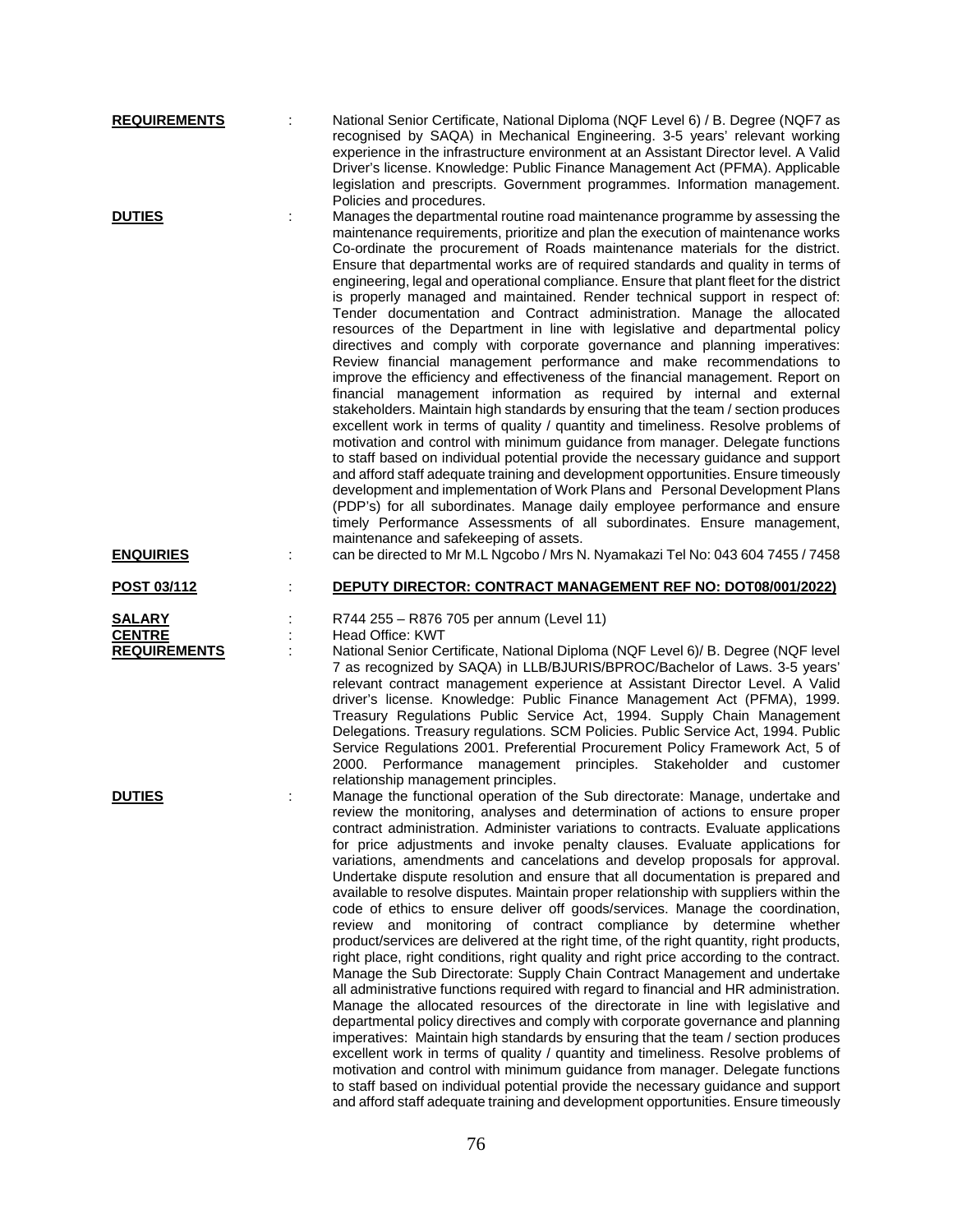**REQUIREMENTS** : National Senior Certificate, National Diploma (NQF Level 6) / B. Degree (NQF7 as recognised by SAQA) in Mechanical Engineering. 3-5 years' relevant working experience in the infrastructure environment at an Assistant Director level. A Valid Driver's license. Knowledge: Public Finance Management Act (PFMA). Applicable legislation and prescripts. Government programmes. Information management. Policies and procedures.

**DUTIES** : Manages the departmental routine road maintenance programme by assessing the maintenance requirements, prioritize and plan the execution of maintenance works Co-ordinate the procurement of Roads maintenance materials for the district. Ensure that departmental works are of required standards and quality in terms of engineering, legal and operational compliance. Ensure that plant fleet for the district is properly managed and maintained. Render technical support in respect of: Tender documentation and Contract administration. Manage the allocated resources of the Department in line with legislative and departmental policy directives and comply with corporate governance and planning imperatives: Review financial management performance and make recommendations to improve the efficiency and effectiveness of the financial management. Report on financial management information as required by internal and external stakeholders. Maintain high standards by ensuring that the team / section produces excellent work in terms of quality / quantity and timeliness. Resolve problems of motivation and control with minimum guidance from manager. Delegate functions to staff based on individual potential provide the necessary guidance and support and afford staff adequate training and development opportunities. Ensure timeously development and implementation of Work Plans and Personal Development Plans (PDP's) for all subordinates. Manage daily employee performance and ensure timely Performance Assessments of all subordinates. Ensure management, maintenance and safekeeping of assets.

**ENQUIRIES** : can be directed to Mr M.L Ngcobo / Mrs N. Nyamakazi Tel No: 043 604 7455 / 7458

**POST 03/112** : **DEPUTY DIRECTOR: CONTRACT MANAGEMENT REF NO: DOT08/001/2022)**

**SALARY** : R744 255 – R876 705 per annum (Level 11)

**CENTRE** : Head Office: KWT

**REQUIREMENTS** : National Senior Certificate, National Diploma (NQF Level 6)/ B. Degree (NQF level 7 as recognized by SAQA) in LLB/BJURIS/BPROC/Bachelor of Laws. 3-5 years' relevant contract management experience at Assistant Director Level. A Valid driver's license. Knowledge: Public Finance Management Act (PFMA), 1999. Treasury Regulations Public Service Act, 1994. Supply Chain Management Delegations. Treasury regulations. SCM Policies. Public Service Act, 1994. Public Service Regulations 2001. Preferential Procurement Policy Framework Act, 5 of 2000. Performance management principles. Stakeholder and customer relationship management principles.

**DUTIES** : Manage the functional operation of the Sub directorate: Manage, undertake and review the monitoring, analyses and determination of actions to ensure proper contract administration. Administer variations to contracts. Evaluate applications for price adjustments and invoke penalty clauses. Evaluate applications for variations, amendments and cancelations and develop proposals for approval. Undertake dispute resolution and ensure that all documentation is prepared and available to resolve disputes. Maintain proper relationship with suppliers within the code of ethics to ensure deliver off goods/services. Manage the coordination, review and monitoring of contract compliance by determine whether product/services are delivered at the right time, of the right quantity, right products, right place, right conditions, right quality and right price according to the contract. Manage the Sub Directorate: Supply Chain Contract Management and undertake all administrative functions required with regard to financial and HR administration. Manage the allocated resources of the directorate in line with legislative and departmental policy directives and comply with corporate governance and planning imperatives: Maintain high standards by ensuring that the team / section produces excellent work in terms of quality / quantity and timeliness. Resolve problems of motivation and control with minimum guidance from manager. Delegate functions to staff based on individual potential provide the necessary guidance and support and afford staff adequate training and development opportunities. Ensure timeously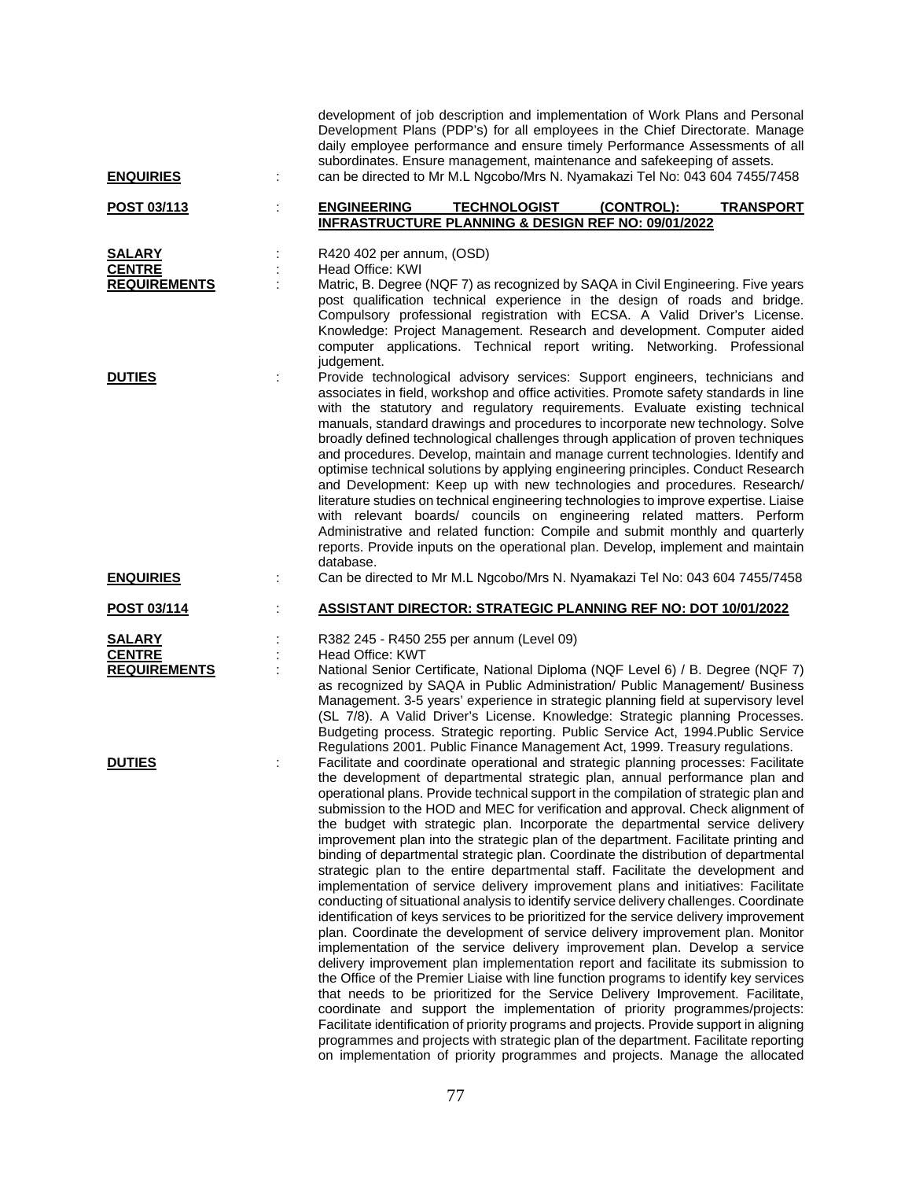development of job description and implementation of Work Plans and Personal Development Plans (PDP's) for all employees in the Chief Directorate. Manage daily employee performance and ensure timely Performance Assessments of all subordinates. Ensure management, maintenance and safekeeping of assets.

**ENQUIRIES** : can be directed to Mr M.L Ngcobo/Mrs N. Nyamakazi Tel No: 043 604 7455/7458

**POST 03/113** : **ENGINEERING TECHNOLOGIST (CONTROL): TRANSPORT INFRASTRUCTURE PLANNING & DESIGN REF NO: 09/01/2022**

**SALARY** : R420 402 per annum, (OSD)

**CENTRE** : Head Office: KWI

**REQUIREMENTS** : Matric, B. Degree (NQF 7) as recognized by SAQA in Civil Engineering. Five years post qualification technical experience in the design of roads and bridge. Compulsory professional registration with ECSA. A Valid Driver's License. Knowledge: Project Management. Research and development. Computer aided computer applications. Technical report writing. Networking. Professional judgement.

**DUTIES** : Provide technological advisory services: Support engineers, technicians and associates in field, workshop and office activities. Promote safety standards in line with the statutory and regulatory requirements. Evaluate existing technical manuals, standard drawings and procedures to incorporate new technology. Solve broadly defined technological challenges through application of proven techniques and procedures. Develop, maintain and manage current technologies. Identify and optimise technical solutions by applying engineering principles. Conduct Research and Development: Keep up with new technologies and procedures. Research/ literature studies on technical engineering technologies to improve expertise. Liaise with relevant boards/ councils on engineering related matters. Perform Administrative and related function: Compile and submit monthly and quarterly reports. Provide inputs on the operational plan. Develop, implement and maintain database.

**ENQUIRIES** : Can be directed to Mr M.L Ngcobo/Mrs N. Nyamakazi Tel No: 043 604 7455/7458

**POST 03/114** : **ASSISTANT DIRECTOR: STRATEGIC PLANNING REF NO: DOT 10/01/2022**

**SALARY** : R382 245 - R450 255 per annum (Level 09)

**CENTRE** : Head Office: KWT

**REQUIREMENTS** : National Senior Certificate, National Diploma (NQF Level 6) / B. Degree (NQF 7) as recognized by SAQA in Public Administration/ Public Management/ Business Management. 3-5 years' experience in strategic planning field at supervisory level (SL 7/8). A Valid Driver's License. Knowledge: Strategic planning Processes. Budgeting process. Strategic reporting. Public Service Act, 1994.Public Service Regulations 2001. Public Finance Management Act, 1999. Treasury regulations.

**DUTIES** : Facilitate and coordinate operational and strategic planning processes: Facilitate the development of departmental strategic plan, annual performance plan and operational plans. Provide technical support in the compilation of strategic plan and submission to the HOD and MEC for verification and approval. Check alignment of the budget with strategic plan. Incorporate the departmental service delivery improvement plan into the strategic plan of the department. Facilitate printing and binding of departmental strategic plan. Coordinate the distribution of departmental strategic plan to the entire departmental staff. Facilitate the development and implementation of service delivery improvement plans and initiatives: Facilitate conducting of situational analysis to identify service delivery challenges. Coordinate identification of keys services to be prioritized for the service delivery improvement plan. Coordinate the development of service delivery improvement plan. Monitor implementation of the service delivery improvement plan. Develop a service delivery improvement plan implementation report and facilitate its submission to the Office of the Premier Liaise with line function programs to identify key services that needs to be prioritized for the Service Delivery Improvement. Facilitate, coordinate and support the implementation of priority programmes/projects: Facilitate identification of priority programs and projects. Provide support in aligning programmes and projects with strategic plan of the department. Facilitate reporting on implementation of priority programmes and projects. Manage the allocated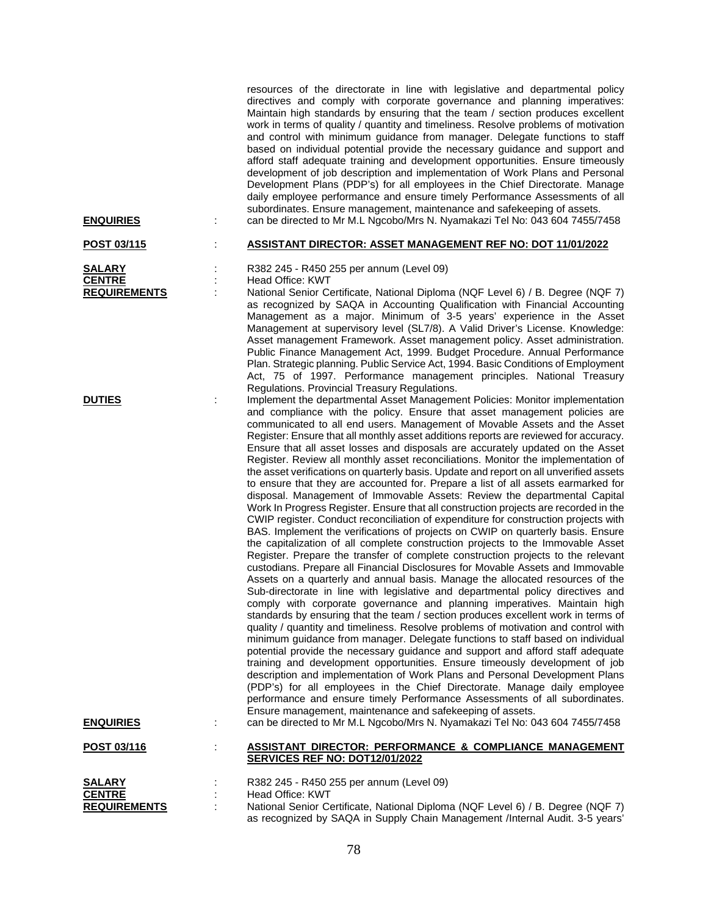resources of the directorate in line with legislative and departmental policy directives and comply with corporate governance and planning imperatives: Maintain high standards by ensuring that the team / section produces excellent work in terms of quality / quantity and timeliness. Resolve problems of motivation and control with minimum guidance from manager. Delegate functions to staff based on individual potential provide the necessary guidance and support and afford staff adequate training and development opportunities. Ensure timeously development of job description and implementation of Work Plans and Personal Development Plans (PDP's) for all employees in the Chief Directorate. Manage daily employee performance and ensure timely Performance Assessments of all subordinates. Ensure management, maintenance and safekeeping of assets.

**ENQUIRIES** : can be directed to Mr M.L Ngcobo/Mrs N. Nyamakazi Tel No: 043 604 7455/7458

**POST 03/115** : **ASSISTANT DIRECTOR: ASSET MANAGEMENT REF NO: DOT 11/01/2022**

**SALARY** : R382 245 - R450 255 per annum (Level 09)

**CENTRE** : Head Office: KWT

**REQUIREMENTS** : National Senior Certificate, National Diploma (NQF Level 6) / B. Degree (NQF 7) as recognized by SAQA in Accounting Qualification with Financial Accounting Management as a major. Minimum of 3-5 years' experience in the Asset Management at supervisory level (SL7/8). A Valid Driver's License. Knowledge: Asset management Framework. Asset management policy. Asset administration. Public Finance Management Act, 1999. Budget Procedure. Annual Performance Plan. Strategic planning. Public Service Act, 1994. Basic Conditions of Employment Act, 75 of 1997. Performance management principles. National Treasury Regulations. Provincial Treasury Regulations.

**DUTIES** : Implement the departmental Asset Management Policies: Monitor implementation and compliance with the policy. Ensure that asset management policies are communicated to all end users. Management of Movable Assets and the Asset Register: Ensure that all monthly asset additions reports are reviewed for accuracy. Ensure that all asset losses and disposals are accurately updated on the Asset Register. Review all monthly asset reconciliations. Monitor the implementation of the asset verifications on quarterly basis. Update and report on all unverified assets to ensure that they are accounted for. Prepare a list of all assets earmarked for disposal. Management of Immovable Assets: Review the departmental Capital Work In Progress Register. Ensure that all construction projects are recorded in the CWIP register. Conduct reconciliation of expenditure for construction projects with BAS. Implement the verifications of projects on CWIP on quarterly basis. Ensure the capitalization of all complete construction projects to the Immovable Asset Register. Prepare the transfer of complete construction projects to the relevant custodians. Prepare all Financial Disclosures for Movable Assets and Immovable Assets on a quarterly and annual basis. Manage the allocated resources of the Sub-directorate in line with legislative and departmental policy directives and comply with corporate governance and planning imperatives. Maintain high standards by ensuring that the team / section produces excellent work in terms of quality / quantity and timeliness. Resolve problems of motivation and control with minimum guidance from manager. Delegate functions to staff based on individual potential provide the necessary guidance and support and afford staff adequate training and development opportunities. Ensure timeously development of job description and implementation of Work Plans and Personal Development Plans (PDP's) for all employees in the Chief Directorate. Manage daily employee performance and ensure timely Performance Assessments of all subordinates. Ensure management, maintenance and safekeeping of assets.

**ENQUIRIES** : can be directed to Mr M.L Ngcobo/Mrs N. Nyamakazi Tel No: 043 604 7455/7458

**POST 03/116** : **ASSISTANT DIRECTOR: PERFORMANCE & COMPLIANCE MANAGEMENT SERVICES REF NO: DOT12/01/2022**

**SALARY** : R382 245 - R450 255 per annum (Level 09)

**CENTRE** : Head Office: KWT

**REQUIREMENTS** : National Senior Certificate, National Diploma (NQF Level 6) / B. Degree (NQF 7) as recognized by SAQA in Supply Chain Management /Internal Audit. 3-5 years'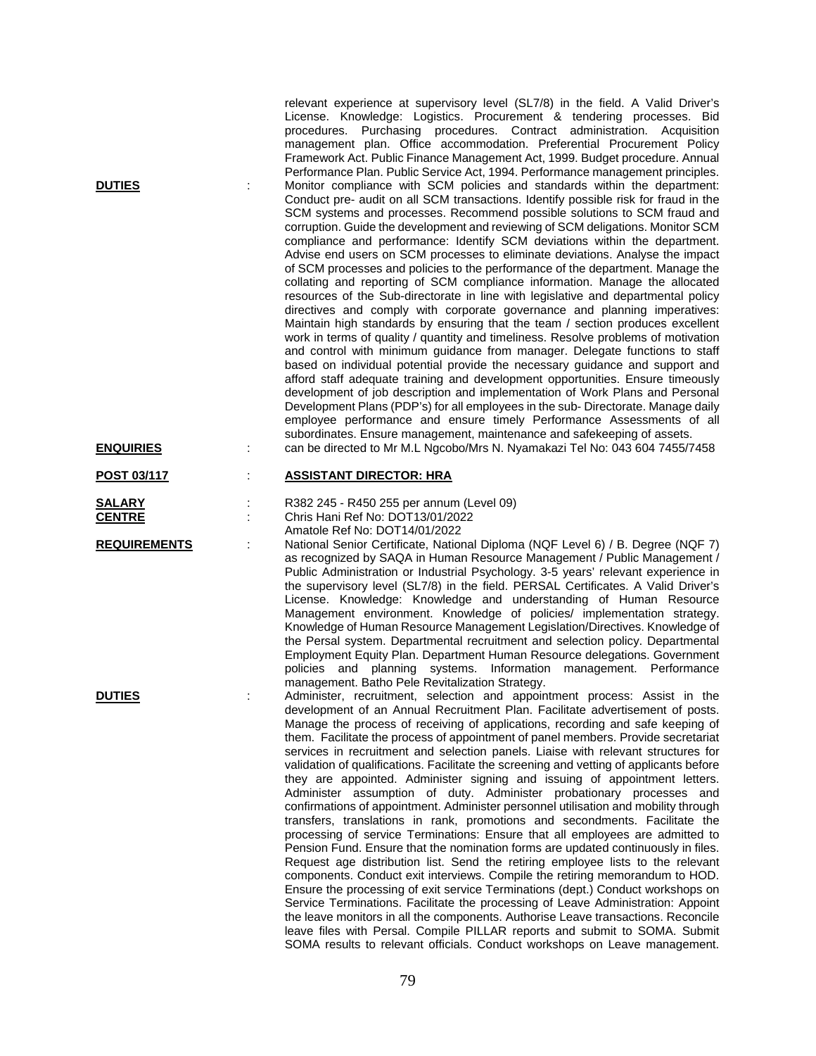relevant experience at supervisory level (SL7/8) in the field. A Valid Driver's License. Knowledge: Logistics. Procurement & tendering processes. Bid procedures. Purchasing procedures. Contract administration. Acquisition management plan. Office accommodation. Preferential Procurement Policy Framework Act. Public Finance Management Act, 1999. Budget procedure. Annual Performance Plan. Public Service Act, 1994. Performance management principles.

**DUTIES** : Monitor compliance with SCM policies and standards within the department: Conduct pre- audit on all SCM transactions. Identify possible risk for fraud in the SCM systems and processes. Recommend possible solutions to SCM fraud and corruption. Guide the development and reviewing of SCM deligations. Monitor SCM compliance and performance: Identify SCM deviations within the department. Advise end users on SCM processes to eliminate deviations. Analyse the impact of SCM processes and policies to the performance of the department. Manage the collating and reporting of SCM compliance information. Manage the allocated resources of the Sub-directorate in line with legislative and departmental policy directives and comply with corporate governance and planning imperatives: Maintain high standards by ensuring that the team / section produces excellent work in terms of quality / quantity and timeliness. Resolve problems of motivation and control with minimum guidance from manager. Delegate functions to staff based on individual potential provide the necessary guidance and support and afford staff adequate training and development opportunities. Ensure timeously development of job description and implementation of Work Plans and Personal Development Plans (PDP's) for all employees in the sub- Directorate. Manage daily employee performance and ensure timely Performance Assessments of all subordinates. Ensure management, maintenance and safekeeping of assets.

**ENQUIRIES** : can be directed to Mr M.L Ngcobo/Mrs N. Nyamakazi Tel No: 043 604 7455/7458

**POST 03/117** : **ASSISTANT DIRECTOR: HRA**

**SALARY** : R382 245 - R450 255 per annum (Level 09)

**CENTRE** : Chris Hani Ref No: DOT13/01/2022
Amatole Ref No: DOT14/01/2022

**REQUIREMENTS** : National Senior Certificate, National Diploma (NQF Level 6) / B. Degree (NQF 7) as recognized by SAQA in Human Resource Management / Public Management / Public Administration or Industrial Psychology. 3-5 years' relevant experience in the supervisory level (SL7/8) in the field. PERSAL Certificates. A Valid Driver's License. Knowledge: Knowledge and understanding of Human Resource Management environment. Knowledge of policies/ implementation strategy. Knowledge of Human Resource Management Legislation/Directives. Knowledge of the Persal system. Departmental recruitment and selection policy. Departmental Employment Equity Plan. Department Human Resource delegations. Government policies and planning systems. Information management. Performance management. Batho Pele Revitalization Strategy.

**DUTIES** : Administer, recruitment, selection and appointment process: Assist in the development of an Annual Recruitment Plan. Facilitate advertisement of posts. Manage the process of receiving of applications, recording and safe keeping of them. Facilitate the process of appointment of panel members. Provide secretariat services in recruitment and selection panels. Liaise with relevant structures for validation of qualifications. Facilitate the screening and vetting of applicants before they are appointed. Administer signing and issuing of appointment letters. Administer assumption of duty. Administer probationary processes and confirmations of appointment. Administer personnel utilisation and mobility through transfers, translations in rank, promotions and secondments. Facilitate the processing of service Terminations: Ensure that all employees are admitted to Pension Fund. Ensure that the nomination forms are updated continuously in files. Request age distribution list. Send the retiring employee lists to the relevant components. Conduct exit interviews. Compile the retiring memorandum to HOD. Ensure the processing of exit service Terminations (dept.) Conduct workshops on Service Terminations. Facilitate the processing of Leave Administration: Appoint the leave monitors in all the components. Authorise Leave transactions. Reconcile leave files with Persal. Compile PILLAR reports and submit to SOMA. Submit SOMA results to relevant officials. Conduct workshops on Leave management.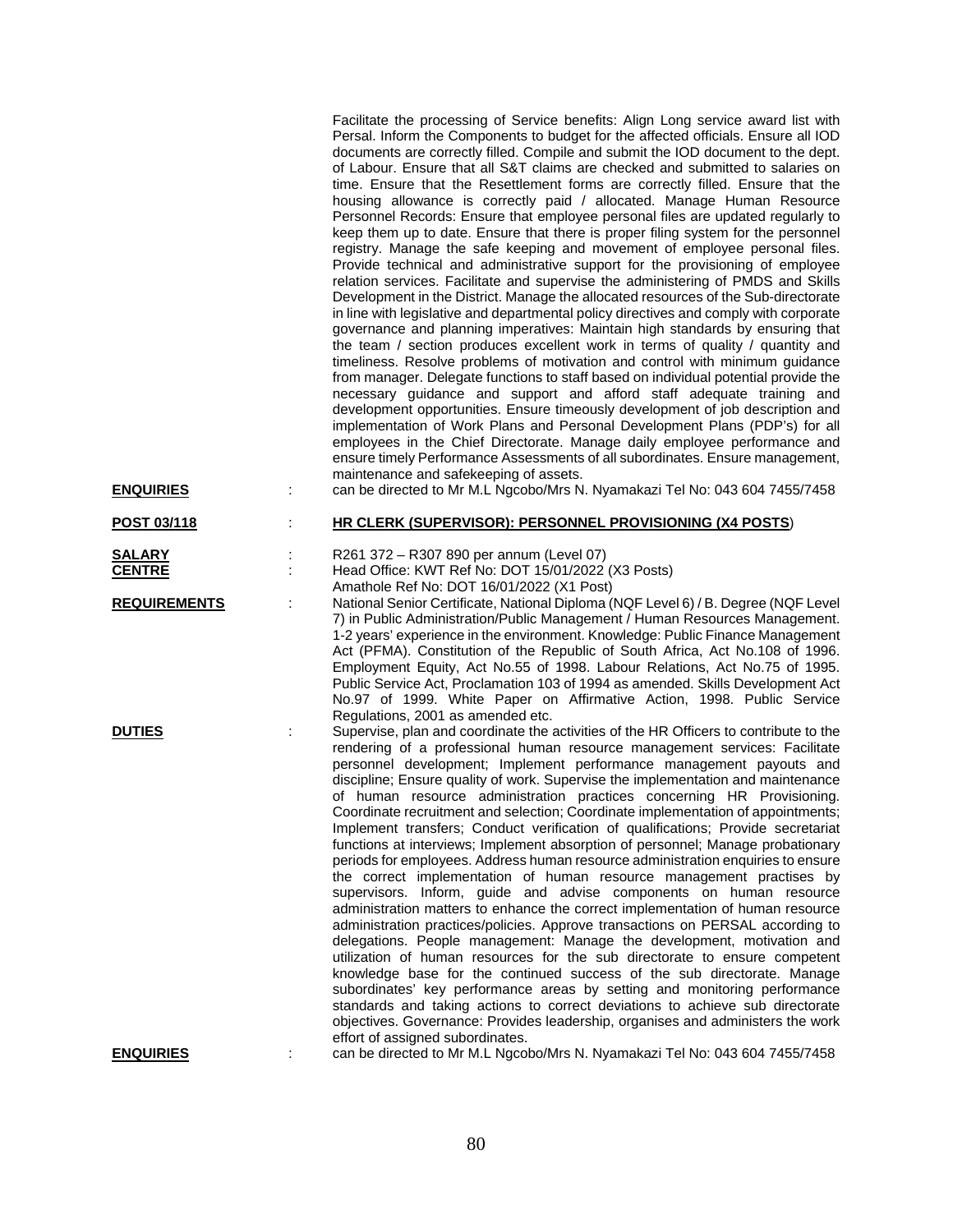Facilitate the processing of Service benefits: Align Long service award list with Persal. Inform the Components to budget for the affected officials. Ensure all IOD documents are correctly filled. Compile and submit the IOD document to the dept. of Labour. Ensure that all S&T claims are checked and submitted to salaries on time. Ensure that the Resettlement forms are correctly filled. Ensure that the housing allowance is correctly paid / allocated. Manage Human Resource Personnel Records: Ensure that employee personal files are updated regularly to keep them up to date. Ensure that there is proper filing system for the personnel registry. Manage the safe keeping and movement of employee personal files. Provide technical and administrative support for the provisioning of employee relation services. Facilitate and supervise the administering of PMDS and Skills Development in the District. Manage the allocated resources of the Sub-directorate in line with legislative and departmental policy directives and comply with corporate governance and planning imperatives: Maintain high standards by ensuring that the team / section produces excellent work in terms of quality / quantity and timeliness. Resolve problems of motivation and control with minimum guidance from manager. Delegate functions to staff based on individual potential provide the necessary guidance and support and afford staff adequate training and development opportunities. Ensure timeously development of job description and implementation of Work Plans and Personal Development Plans (PDP's) for all employees in the Chief Directorate. Manage daily employee performance and ensure timely Performance Assessments of all subordinates. Ensure management, maintenance and safekeeping of assets.

**ENQUIRIES** : can be directed to Mr M.L Ngcobo/Mrs N. Nyamakazi Tel No: 043 604 7455/7458

**POST 03/118** : **HR CLERK (SUPERVISOR): PERSONNEL PROVISIONING (X4 POSTS)**

**SALARY** : R261 372 – R307 890 per annum (Level 07)

**CENTRE** : Head Office: KWT Ref No: DOT 15/01/2022 (X3 Posts)
Amathole Ref No: DOT 16/01/2022 (X1 Post)

**REQUIREMENTS** : National Senior Certificate, National Diploma (NQF Level 6) / B. Degree (NQF Level 7) in Public Administration/Public Management / Human Resources Management. 1-2 years' experience in the environment. Knowledge: Public Finance Management Act (PFMA). Constitution of the Republic of South Africa, Act No.108 of 1996. Employment Equity, Act No.55 of 1998. Labour Relations, Act No.75 of 1995. Public Service Act, Proclamation 103 of 1994 as amended. Skills Development Act No.97 of 1999. White Paper on Affirmative Action, 1998. Public Service Regulations, 2001 as amended etc.

**DUTIES** : Supervise, plan and coordinate the activities of the HR Officers to contribute to the rendering of a professional human resource management services: Facilitate personnel development; Implement performance management payouts and discipline; Ensure quality of work. Supervise the implementation and maintenance of human resource administration practices concerning HR Provisioning. Coordinate recruitment and selection; Coordinate implementation of appointments; Implement transfers; Conduct verification of qualifications; Provide secretariat functions at interviews; Implement absorption of personnel; Manage probationary periods for employees. Address human resource administration enquiries to ensure the correct implementation of human resource management practises by supervisors. Inform, guide and advise components on human resource administration matters to enhance the correct implementation of human resource administration practices/policies. Approve transactions on PERSAL according to delegations. People management: Manage the development, motivation and utilization of human resources for the sub directorate to ensure competent knowledge base for the continued success of the sub directorate. Manage subordinates' key performance areas by setting and monitoring performance standards and taking actions to correct deviations to achieve sub directorate objectives. Governance: Provides leadership, organises and administers the work effort of assigned subordinates.

**ENQUIRIES** : can be directed to Mr M.L Ngcobo/Mrs N. Nyamakazi Tel No: 043 604 7455/7458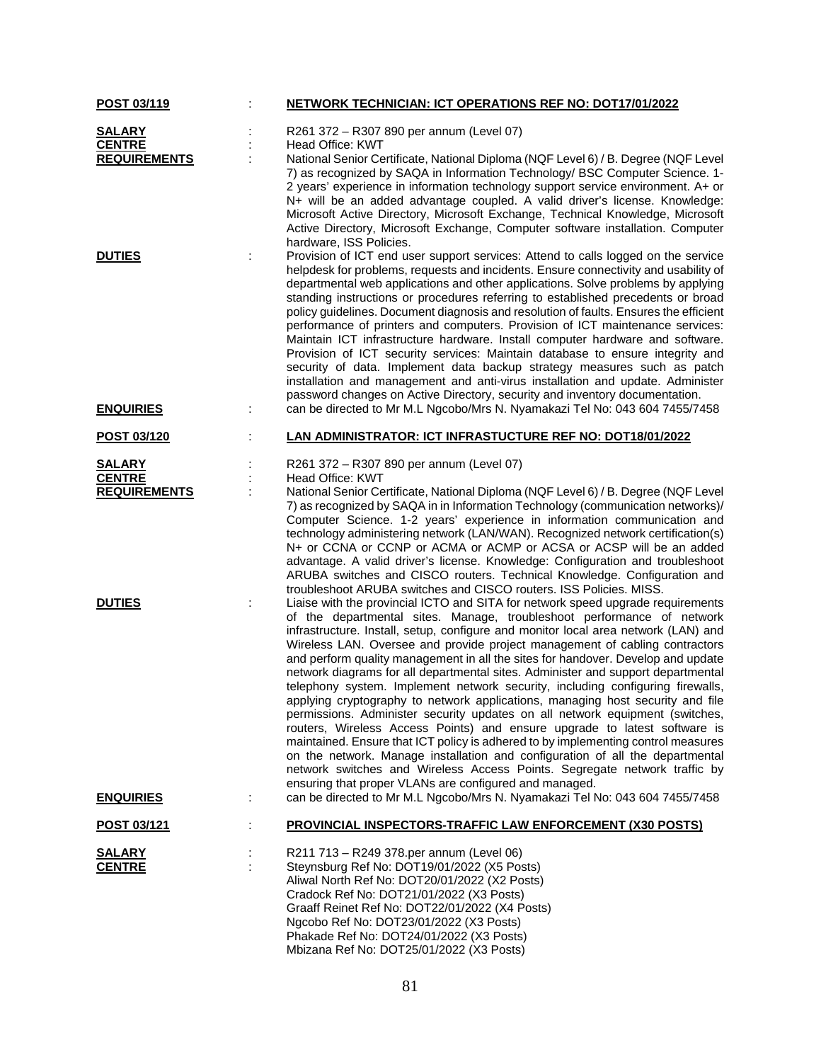**POST 03/119** : **NETWORK TECHNICIAN: ICT OPERATIONS REF NO: DOT17/01/2022**

**SALARY** : R261 372 – R307 890 per annum (Level 07)

**CENTRE** : Head Office: KWT

**REQUIREMENTS** : National Senior Certificate, National Diploma (NQF Level 6) / B. Degree (NQF Level 7) as recognized by SAQA in Information Technology/ BSC Computer Science. 1-2 years' experience in information technology support service environment. A+ or N+ will be an added advantage coupled. A valid driver's license. Knowledge: Microsoft Active Directory, Microsoft Exchange, Technical Knowledge, Microsoft Active Directory, Microsoft Exchange, Computer software installation. Computer hardware, ISS Policies.

**DUTIES** : Provision of ICT end user support services: Attend to calls logged on the service helpdesk for problems, requests and incidents. Ensure connectivity and usability of departmental web applications and other applications. Solve problems by applying standing instructions or procedures referring to established precedents or broad policy guidelines. Document diagnosis and resolution of faults. Ensures the efficient performance of printers and computers. Provision of ICT maintenance services: Maintain ICT infrastructure hardware. Install computer hardware and software. Provision of ICT security services: Maintain database to ensure integrity and security of data. Implement data backup strategy measures such as patch installation and management and anti-virus installation and update. Administer password changes on Active Directory, security and inventory documentation.

**ENQUIRIES** : can be directed to Mr M.L Ngcobo/Mrs N. Nyamakazi Tel No: 043 604 7455/7458

**POST 03/120** : **LAN ADMINISTRATOR: ICT INFRASTUCTURE REF NO: DOT18/01/2022**

**SALARY** : R261 372 – R307 890 per annum (Level 07)

**CENTRE** : Head Office: KWT

**REQUIREMENTS** : National Senior Certificate, National Diploma (NQF Level 6) / B. Degree (NQF Level 7) as recognized by SAQA in in Information Technology (communication networks)/ Computer Science. 1-2 years' experience in information communication and technology administering network (LAN/WAN). Recognized network certification(s) N+ or CCNA or CCNP or ACMA or ACMP or ACSA or ACSP will be an added advantage. A valid driver's license. Knowledge: Configuration and troubleshoot ARUBA switches and CISCO routers. Technical Knowledge. Configuration and troubleshoot ARUBA switches and CISCO routers. ISS Policies. MISS.

**DUTIES** : Liaise with the provincial ICTO and SITA for network speed upgrade requirements of the departmental sites. Manage, troubleshoot performance of network infrastructure. Install, setup, configure and monitor local area network (LAN) and Wireless LAN. Oversee and provide project management of cabling contractors and perform quality management in all the sites for handover. Develop and update network diagrams for all departmental sites. Administer and support departmental telephony system. Implement network security, including configuring firewalls, applying cryptography to network applications, managing host security and file permissions. Administer security updates on all network equipment (switches, routers, Wireless Access Points) and ensure upgrade to latest software is maintained. Ensure that ICT policy is adhered to by implementing control measures on the network. Manage installation and configuration of all the departmental network switches and Wireless Access Points. Segregate network traffic by ensuring that proper VLANs are configured and managed.

**ENQUIRIES** : can be directed to Mr M.L Ngcobo/Mrs N. Nyamakazi Tel No: 043 604 7455/7458

**POST 03/121** : **PROVINCIAL INSPECTORS-TRAFFIC LAW ENFORCEMENT (X30 POSTS)**

**SALARY** : R211 713 – R249 378.per annum (Level 06)

**CENTRE** : Steynsburg Ref No: DOT19/01/2022 (X5 Posts)
Aliwal North Ref No: DOT20/01/2022 (X2 Posts)
Cradock Ref No: DOT21/01/2022 (X3 Posts)
Graaff Reinet Ref No: DOT22/01/2022 (X4 Posts)
Ngcobo Ref No: DOT23/01/2022 (X3 Posts)
Phakade Ref No: DOT24/01/2022 (X3 Posts)
Mbizana Ref No: DOT25/01/2022 (X3 Posts)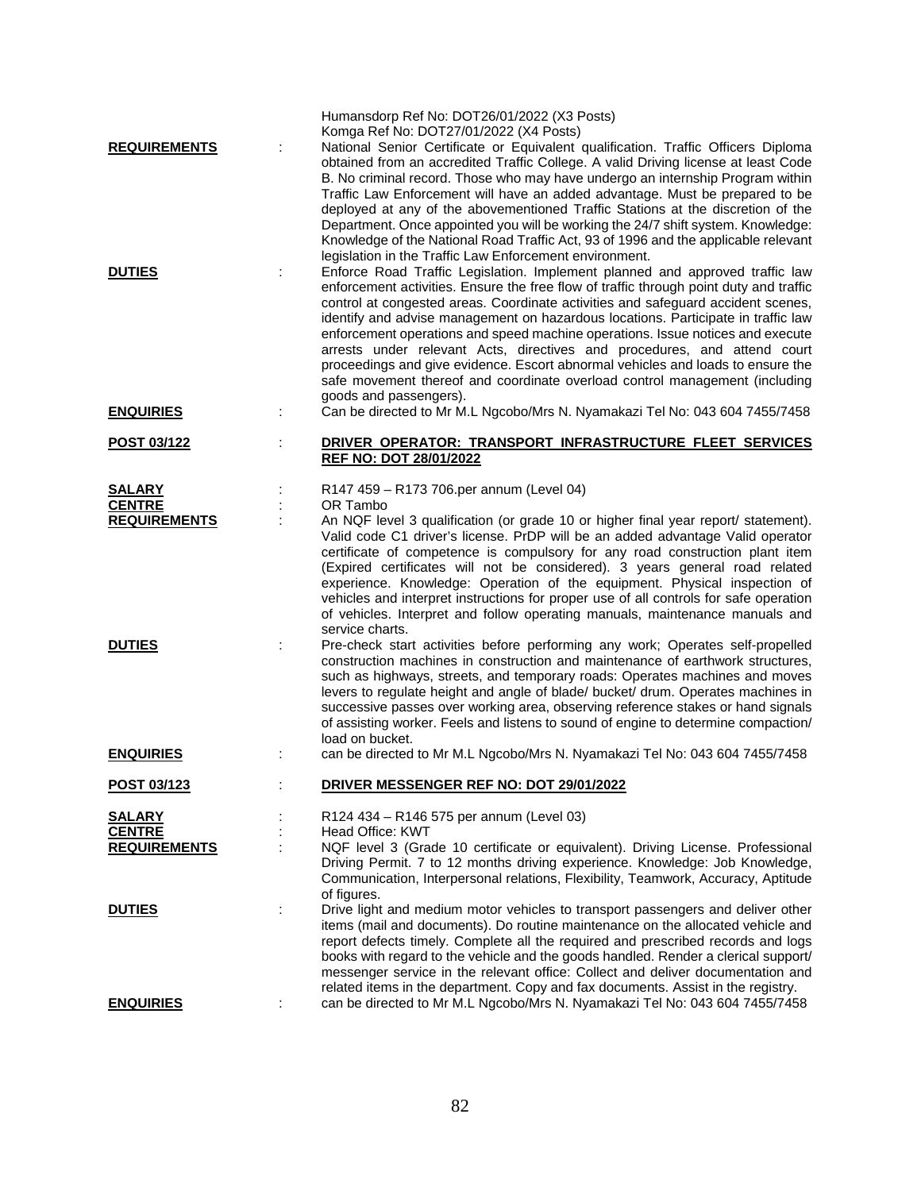Humansdorp Ref No: DOT26/01/2022 (X3 Posts)
Komga Ref No: DOT27/01/2022 (X4 Posts)

**REQUIREMENTS** : National Senior Certificate or Equivalent qualification. Traffic Officers Diploma obtained from an accredited Traffic College. A valid Driving license at least Code B. No criminal record. Those who may have undergo an internship Program within Traffic Law Enforcement will have an added advantage. Must be prepared to be deployed at any of the abovementioned Traffic Stations at the discretion of the Department. Once appointed you will be working the 24/7 shift system. Knowledge: Knowledge of the National Road Traffic Act, 93 of 1996 and the applicable relevant legislation in the Traffic Law Enforcement environment.

**DUTIES** : Enforce Road Traffic Legislation. Implement planned and approved traffic law enforcement activities. Ensure the free flow of traffic through point duty and traffic control at congested areas. Coordinate activities and safeguard accident scenes, identify and advise management on hazardous locations. Participate in traffic law enforcement operations and speed machine operations. Issue notices and execute arrests under relevant Acts, directives and procedures, and attend court proceedings and give evidence. Escort abnormal vehicles and loads to ensure the safe movement thereof and coordinate overload control management (including goods and passengers).

**ENQUIRIES** : Can be directed to Mr M.L Ngcobo/Mrs N. Nyamakazi Tel No: 043 604 7455/7458

**POST 03/122** : **DRIVER OPERATOR: TRANSPORT INFRASTRUCTURE FLEET SERVICES REF NO: DOT 28/01/2022**

**SALARY** : R147 459 – R173 706.per annum (Level 04)

**CENTRE** : OR Tambo

**REQUIREMENTS** : An NQF level 3 qualification (or grade 10 or higher final year report/ statement). Valid code C1 driver's license. PrDP will be an added advantage Valid operator certificate of competence is compulsory for any road construction plant item (Expired certificates will not be considered). 3 years general road related experience. Knowledge: Operation of the equipment. Physical inspection of vehicles and interpret instructions for proper use of all controls for safe operation of vehicles. Interpret and follow operating manuals, maintenance manuals and service charts.

**DUTIES** : Pre-check start activities before performing any work; Operates self-propelled construction machines in construction and maintenance of earthwork structures, such as highways, streets, and temporary roads: Operates machines and moves levers to regulate height and angle of blade/ bucket/ drum. Operates machines in successive passes over working area, observing reference stakes or hand signals of assisting worker. Feels and listens to sound of engine to determine compaction/ load on bucket.

**ENQUIRIES** : can be directed to Mr M.L Ngcobo/Mrs N. Nyamakazi Tel No: 043 604 7455/7458

**POST 03/123** : **DRIVER MESSENGER REF NO: DOT 29/01/2022**

**SALARY** : R124 434 – R146 575 per annum (Level 03)

**CENTRE** : Head Office: KWT

**REQUIREMENTS** : NQF level 3 (Grade 10 certificate or equivalent). Driving License. Professional Driving Permit. 7 to 12 months driving experience. Knowledge: Job Knowledge, Communication, Interpersonal relations, Flexibility, Teamwork, Accuracy, Aptitude of figures.

**DUTIES** : Drive light and medium motor vehicles to transport passengers and deliver other items (mail and documents). Do routine maintenance on the allocated vehicle and report defects timely. Complete all the required and prescribed records and logs books with regard to the vehicle and the goods handled. Render a clerical support/ messenger service in the relevant office: Collect and deliver documentation and related items in the department. Copy and fax documents. Assist in the registry.

**ENQUIRIES** : can be directed to Mr M.L Ngcobo/Mrs N. Nyamakazi Tel No: 043 604 7455/7458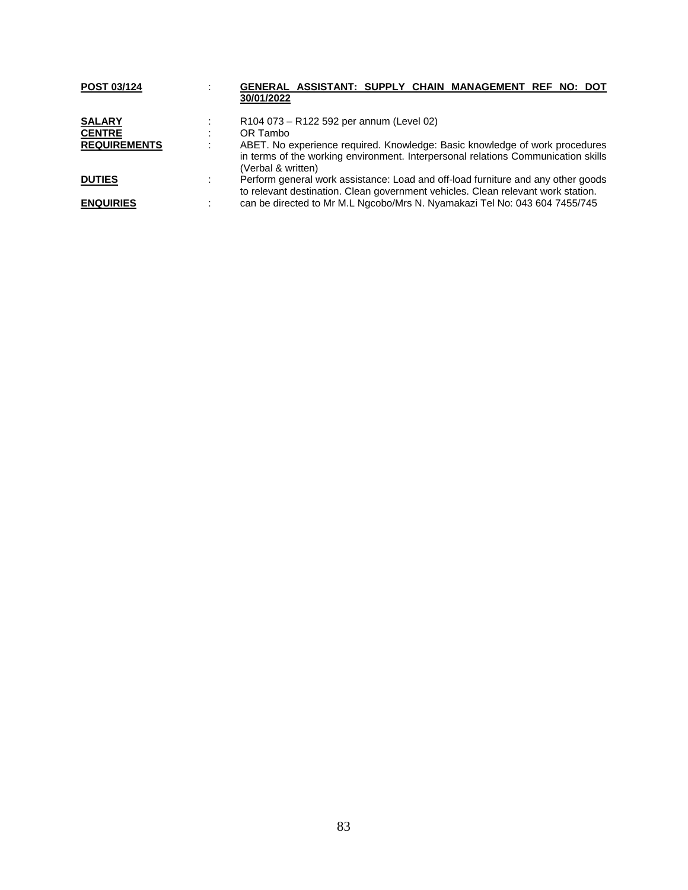**POST 03/124** : **GENERAL ASSISTANT: SUPPLY CHAIN MANAGEMENT REF NO: DOT 30/01/2022**

**SALARY** : R104 073 – R122 592 per annum (Level 02)

**CENTRE** : OR Tambo

**REQUIREMENTS** : ABET. No experience required. Knowledge: Basic knowledge of work procedures in terms of the working environment. Interpersonal relations Communication skills (Verbal & written)

**DUTIES** : Perform general work assistance: Load and off-load furniture and any other goods to relevant destination. Clean government vehicles. Clean relevant work station.

**ENQUIRIES** : can be directed to Mr M.L Ngcobo/Mrs N. Nyamakazi Tel No: 043 604 7455/745